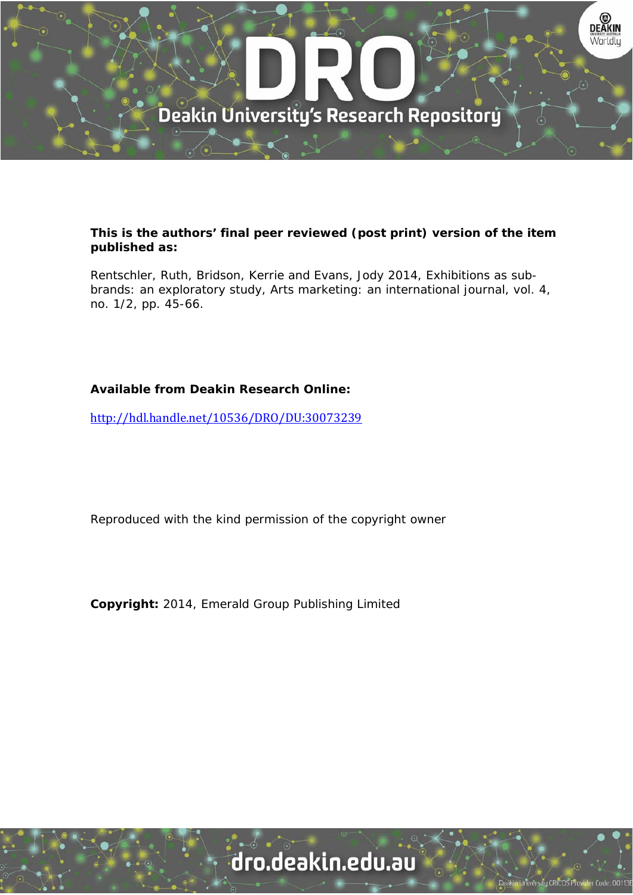**This is the authors' final peer reviewed (post print) version of the item published as:**

Rentschler, Ruth, Bridson, Kerrie and Evans, Jody 2014, Exhibitions as sub-brands: an exploratory study, Arts marketing: an international journal, vol. 4, no. 1/2, pp. 45-66.

**Available from Deakin Research Online:**

http://hdl.handle.net/10536/DRO/DU:30073239

Reproduced with the kind permission of the copyright owner

**Copyright:** 2014, Emerald Group Publishing Limited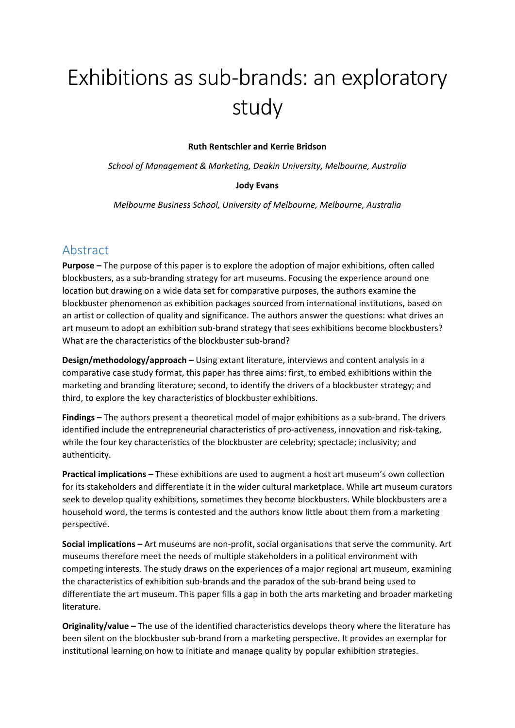# Exhibitions as sub-brands: an exploratory study

**Ruth Rentschler and Kerrie Bridson**

*School of Management & Marketing, Deakin University, Melbourne, Australia*

**Jody Evans**

*Melbourne Business School, University of Melbourne, Melbourne, Australia*

## Abstract

**Purpose –** The purpose of this paper is to explore the adoption of major exhibitions, often called blockbusters, as a sub-branding strategy for art museums. Focusing the experience around one location but drawing on a wide data set for comparative purposes, the authors examine the blockbuster phenomenon as exhibition packages sourced from international institutions, based on an artist or collection of quality and significance. The authors answer the questions: what drives an art museum to adopt an exhibition sub-brand strategy that sees exhibitions become blockbusters? What are the characteristics of the blockbuster sub-brand?

**Design/methodology/approach –** Using extant literature, interviews and content analysis in a comparative case study format, this paper has three aims: first, to embed exhibitions within the marketing and branding literature; second, to identify the drivers of a blockbuster strategy; and third, to explore the key characteristics of blockbuster exhibitions.

**Findings –** The authors present a theoretical model of major exhibitions as a sub-brand. The drivers identified include the entrepreneurial characteristics of pro-activeness, innovation and risk-taking, while the four key characteristics of the blockbuster are celebrity; spectacle; inclusivity; and authenticity.

**Practical implications –** These exhibitions are used to augment a host art museum's own collection for its stakeholders and differentiate it in the wider cultural marketplace. While art museum curators seek to develop quality exhibitions, sometimes they become blockbusters. While blockbusters are a household word, the terms is contested and the authors know little about them from a marketing perspective.

**Social implications –** Art museums are non-profit, social organisations that serve the community. Art museums therefore meet the needs of multiple stakeholders in a political environment with competing interests. The study draws on the experiences of a major regional art museum, examining the characteristics of exhibition sub-brands and the paradox of the sub-brand being used to differentiate the art museum. This paper fills a gap in both the arts marketing and broader marketing literature.

**Originality/value –** The use of the identified characteristics develops theory where the literature has been silent on the blockbuster sub-brand from a marketing perspective. It provides an exemplar for institutional learning on how to initiate and manage quality by popular exhibition strategies.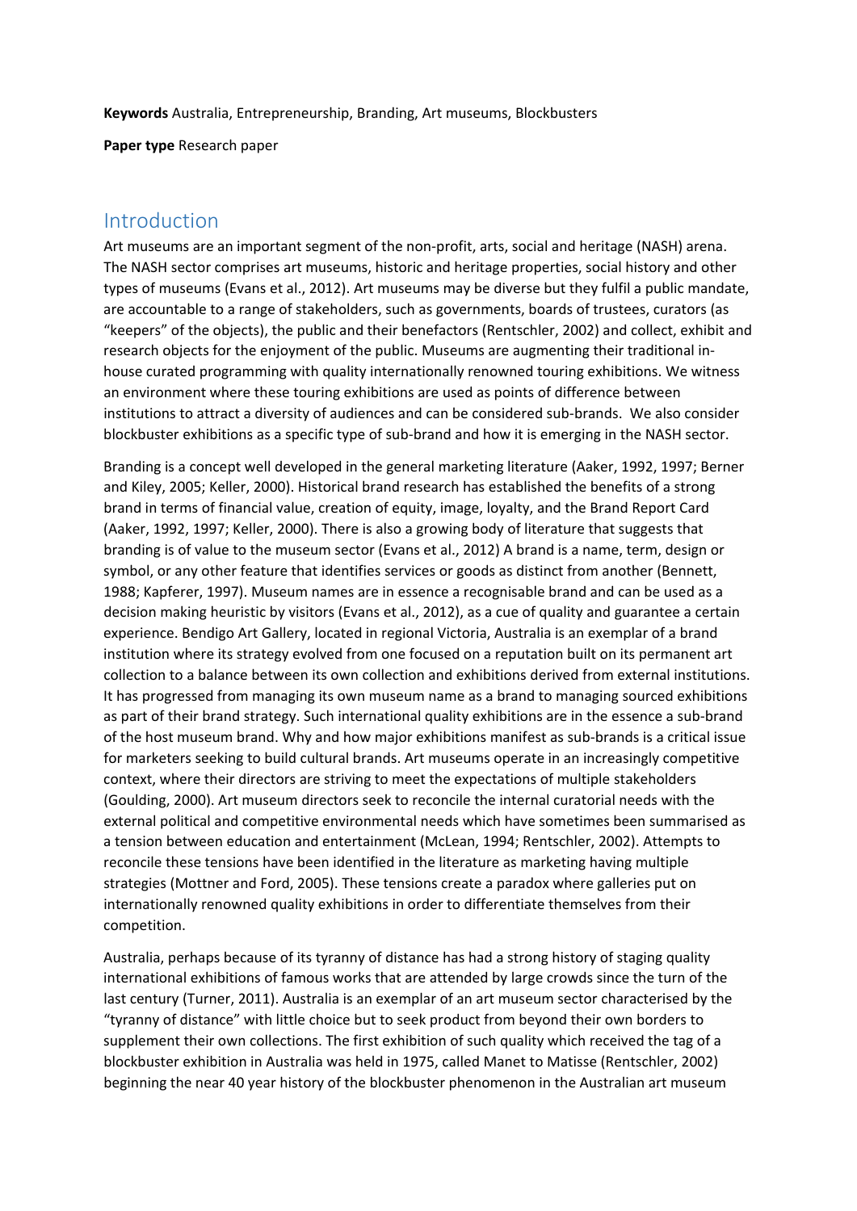**Keywords** Australia, Entrepreneurship, Branding, Art museums, Blockbusters

**Paper type** Research paper

## Introduction

Art museums are an important segment of the non-profit, arts, social and heritage (NASH) arena. The NASH sector comprises art museums, historic and heritage properties, social history and other types of museums (Evans et al., 2012). Art museums may be diverse but they fulfil a public mandate, are accountable to a range of stakeholders, such as governments, boards of trustees, curators (as "keepers" of the objects), the public and their benefactors (Rentschler, 2002) and collect, exhibit and research objects for the enjoyment of the public. Museums are augmenting their traditional in-house curated programming with quality internationally renowned touring exhibitions. We witness an environment where these touring exhibitions are used as points of difference between institutions to attract a diversity of audiences and can be considered sub-brands. We also consider blockbuster exhibitions as a specific type of sub-brand and how it is emerging in the NASH sector.

Branding is a concept well developed in the general marketing literature (Aaker, 1992, 1997; Berner and Kiley, 2005; Keller, 2000). Historical brand research has established the benefits of a strong brand in terms of financial value, creation of equity, image, loyalty, and the Brand Report Card (Aaker, 1992, 1997; Keller, 2000). There is also a growing body of literature that suggests that branding is of value to the museum sector (Evans et al., 2012) A brand is a name, term, design or symbol, or any other feature that identifies services or goods as distinct from another (Bennett, 1988; Kapferer, 1997). Museum names are in essence a recognisable brand and can be used as a decision making heuristic by visitors (Evans et al., 2012), as a cue of quality and guarantee a certain experience. Bendigo Art Gallery, located in regional Victoria, Australia is an exemplar of a brand institution where its strategy evolved from one focused on a reputation built on its permanent art collection to a balance between its own collection and exhibitions derived from external institutions. It has progressed from managing its own museum name as a brand to managing sourced exhibitions as part of their brand strategy. Such international quality exhibitions are in the essence a sub-brand of the host museum brand. Why and how major exhibitions manifest as sub-brands is a critical issue for marketers seeking to build cultural brands. Art museums operate in an increasingly competitive context, where their directors are striving to meet the expectations of multiple stakeholders (Goulding, 2000). Art museum directors seek to reconcile the internal curatorial needs with the external political and competitive environmental needs which have sometimes been summarised as a tension between education and entertainment (McLean, 1994; Rentschler, 2002). Attempts to reconcile these tensions have been identified in the literature as marketing having multiple strategies (Mottner and Ford, 2005). These tensions create a paradox where galleries put on internationally renowned quality exhibitions in order to differentiate themselves from their competition.

Australia, perhaps because of its tyranny of distance has had a strong history of staging quality international exhibitions of famous works that are attended by large crowds since the turn of the last century (Turner, 2011). Australia is an exemplar of an art museum sector characterised by the "tyranny of distance" with little choice but to seek product from beyond their own borders to supplement their own collections. The first exhibition of such quality which received the tag of a blockbuster exhibition in Australia was held in 1975, called Manet to Matisse (Rentschler, 2002) beginning the near 40 year history of the blockbuster phenomenon in the Australian art museum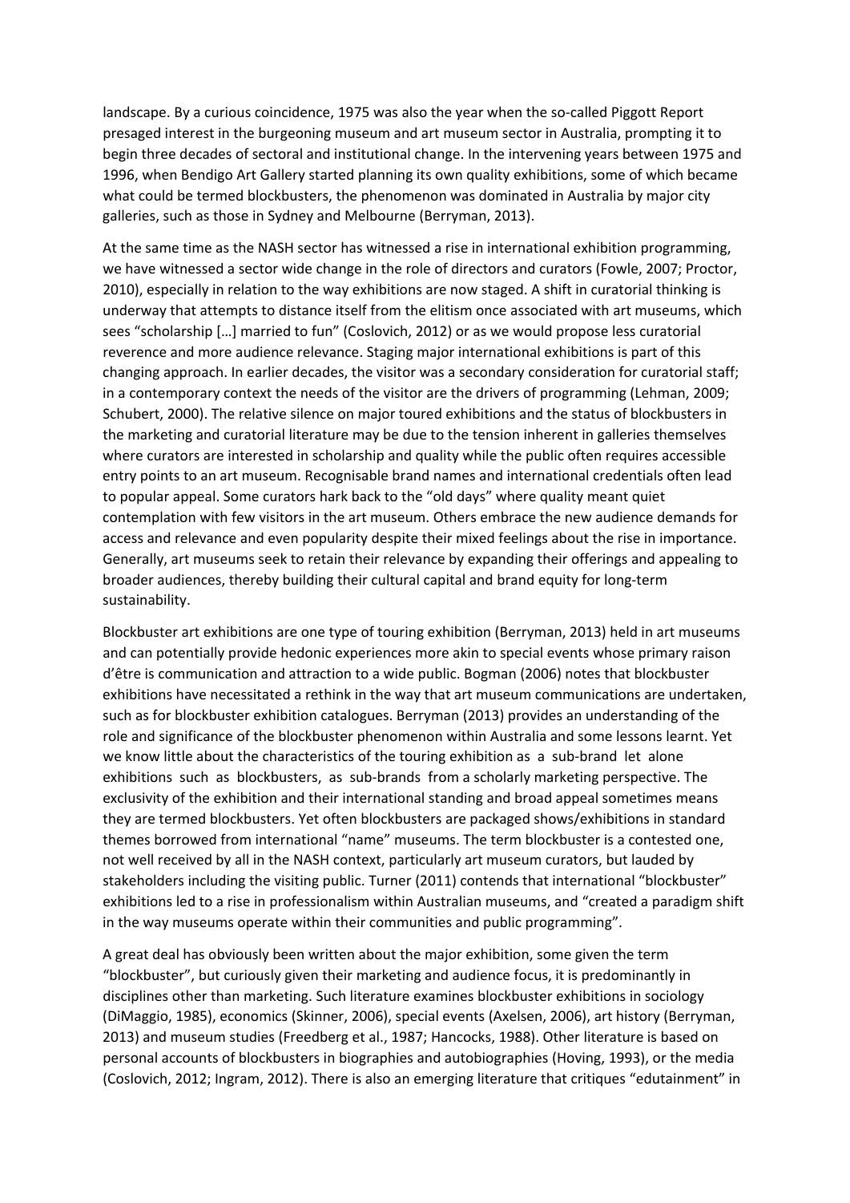landscape. By a curious coincidence, 1975 was also the year when the so-called Piggott Report presaged interest in the burgeoning museum and art museum sector in Australia, prompting it to begin three decades of sectoral and institutional change. In the intervening years between 1975 and 1996, when Bendigo Art Gallery started planning its own quality exhibitions, some of which became what could be termed blockbusters, the phenomenon was dominated in Australia by major city galleries, such as those in Sydney and Melbourne (Berryman, 2013).

At the same time as the NASH sector has witnessed a rise in international exhibition programming, we have witnessed a sector wide change in the role of directors and curators (Fowle, 2007; Proctor, 2010), especially in relation to the way exhibitions are now staged. A shift in curatorial thinking is underway that attempts to distance itself from the elitism once associated with art museums, which sees "scholarship […] married to fun" (Coslovich, 2012) or as we would propose less curatorial reverence and more audience relevance. Staging major international exhibitions is part of this changing approach. In earlier decades, the visitor was a secondary consideration for curatorial staff; in a contemporary context the needs of the visitor are the drivers of programming (Lehman, 2009; Schubert, 2000). The relative silence on major toured exhibitions and the status of blockbusters in the marketing and curatorial literature may be due to the tension inherent in galleries themselves where curators are interested in scholarship and quality while the public often requires accessible entry points to an art museum. Recognisable brand names and international credentials often lead to popular appeal. Some curators hark back to the "old days" where quality meant quiet contemplation with few visitors in the art museum. Others embrace the new audience demands for access and relevance and even popularity despite their mixed feelings about the rise in importance. Generally, art museums seek to retain their relevance by expanding their offerings and appealing to broader audiences, thereby building their cultural capital and brand equity for long-term sustainability.

Blockbuster art exhibitions are one type of touring exhibition (Berryman, 2013) held in art museums and can potentially provide hedonic experiences more akin to special events whose primary raison d'être is communication and attraction to a wide public. Bogman (2006) notes that blockbuster exhibitions have necessitated a rethink in the way that art museum communications are undertaken, such as for blockbuster exhibition catalogues. Berryman (2013) provides an understanding of the role and significance of the blockbuster phenomenon within Australia and some lessons learnt. Yet we know little about the characteristics of the touring exhibition as a sub-brand let alone exhibitions such as blockbusters, as sub-brands from a scholarly marketing perspective. The exclusivity of the exhibition and their international standing and broad appeal sometimes means they are termed blockbusters. Yet often blockbusters are packaged shows/exhibitions in standard themes borrowed from international "name" museums. The term blockbuster is a contested one, not well received by all in the NASH context, particularly art museum curators, but lauded by stakeholders including the visiting public. Turner (2011) contends that international "blockbuster" exhibitions led to a rise in professionalism within Australian museums, and "created a paradigm shift in the way museums operate within their communities and public programming".

A great deal has obviously been written about the major exhibition, some given the term "blockbuster", but curiously given their marketing and audience focus, it is predominantly in disciplines other than marketing. Such literature examines blockbuster exhibitions in sociology (DiMaggio, 1985), economics (Skinner, 2006), special events (Axelsen, 2006), art history (Berryman, 2013) and museum studies (Freedberg et al., 1987; Hancocks, 1988). Other literature is based on personal accounts of blockbusters in biographies and autobiographies (Hoving, 1993), or the media (Coslovich, 2012; Ingram, 2012). There is also an emerging literature that critiques "edutainment" in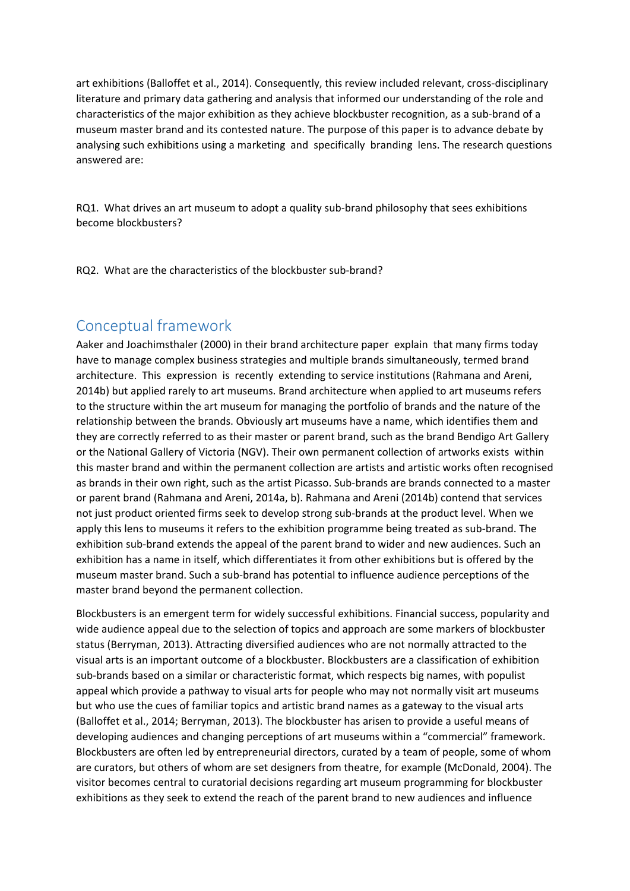art exhibitions (Balloffet et al., 2014). Consequently, this review included relevant, cross-disciplinary literature and primary data gathering and analysis that informed our understanding of the role and characteristics of the major exhibition as they achieve blockbuster recognition, as a sub-brand of a museum master brand and its contested nature. The purpose of this paper is to advance debate by analysing such exhibitions using a marketing and specifically branding lens. The research questions answered are:

RQ1. What drives an art museum to adopt a quality sub-brand philosophy that sees exhibitions become blockbusters?

RQ2. What are the characteristics of the blockbuster sub-brand?

## Conceptual framework

Aaker and Joachimsthaler (2000) in their brand architecture paper explain that many firms today have to manage complex business strategies and multiple brands simultaneously, termed brand architecture. This expression is recently extending to service institutions (Rahmana and Areni, 2014b) but applied rarely to art museums. Brand architecture when applied to art museums refers to the structure within the art museum for managing the portfolio of brands and the nature of the relationship between the brands. Obviously art museums have a name, which identifies them and they are correctly referred to as their master or parent brand, such as the brand Bendigo Art Gallery or the National Gallery of Victoria (NGV). Their own permanent collection of artworks exists within this master brand and within the permanent collection are artists and artistic works often recognised as brands in their own right, such as the artist Picasso. Sub-brands are brands connected to a master or parent brand (Rahmana and Areni, 2014a, b). Rahmana and Areni (2014b) contend that services not just product oriented firms seek to develop strong sub-brands at the product level. When we apply this lens to museums it refers to the exhibition programme being treated as sub-brand. The exhibition sub-brand extends the appeal of the parent brand to wider and new audiences. Such an exhibition has a name in itself, which differentiates it from other exhibitions but is offered by the museum master brand. Such a sub-brand has potential to influence audience perceptions of the master brand beyond the permanent collection.

Blockbusters is an emergent term for widely successful exhibitions. Financial success, popularity and wide audience appeal due to the selection of topics and approach are some markers of blockbuster status (Berryman, 2013). Attracting diversified audiences who are not normally attracted to the visual arts is an important outcome of a blockbuster. Blockbusters are a classification of exhibition sub-brands based on a similar or characteristic format, which respects big names, with populist appeal which provide a pathway to visual arts for people who may not normally visit art museums but who use the cues of familiar topics and artistic brand names as a gateway to the visual arts (Balloffet et al., 2014; Berryman, 2013). The blockbuster has arisen to provide a useful means of developing audiences and changing perceptions of art museums within a "commercial" framework. Blockbusters are often led by entrepreneurial directors, curated by a team of people, some of whom are curators, but others of whom are set designers from theatre, for example (McDonald, 2004). The visitor becomes central to curatorial decisions regarding art museum programming for blockbuster exhibitions as they seek to extend the reach of the parent brand to new audiences and influence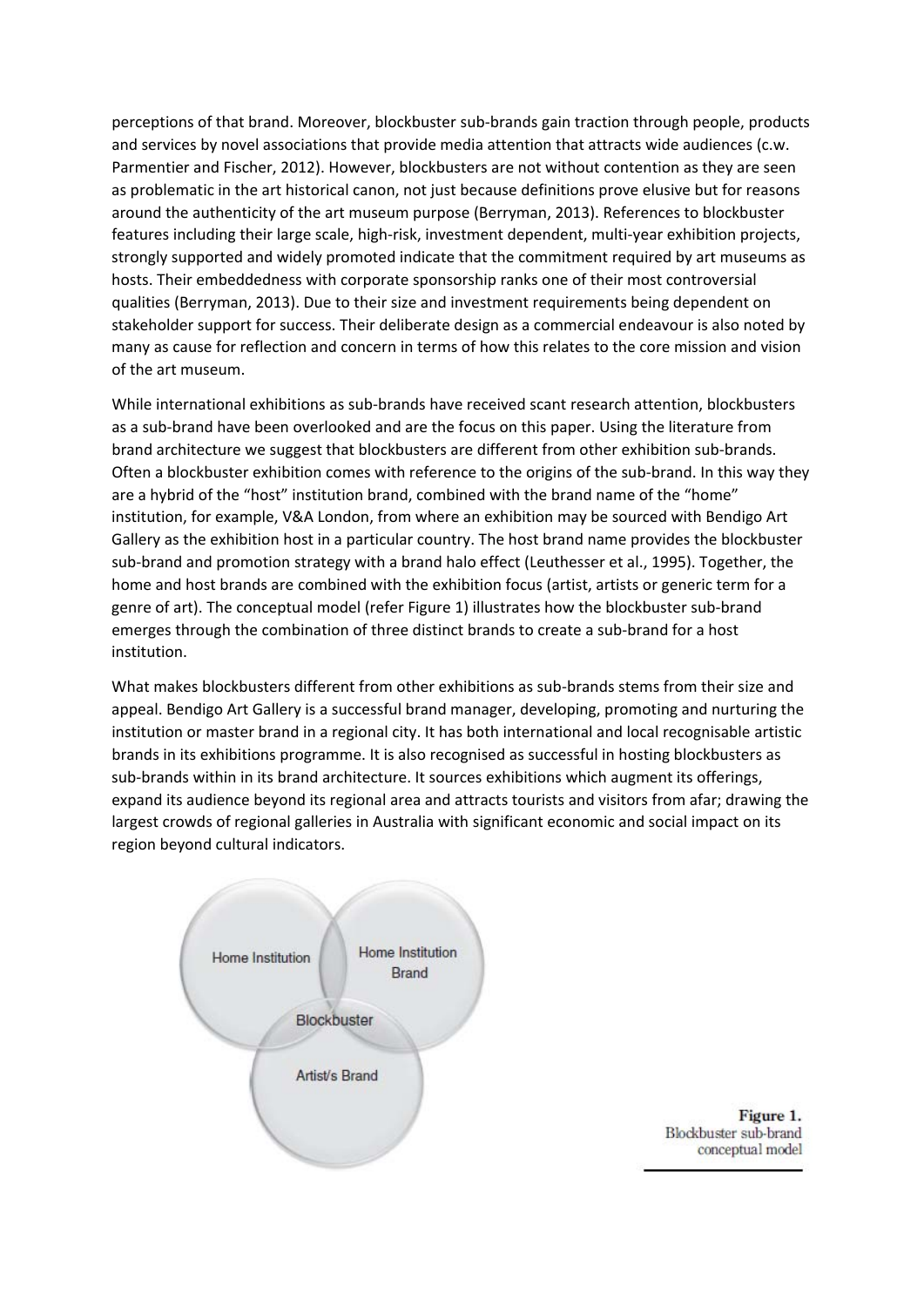perceptions of that brand. Moreover, blockbuster sub-brands gain traction through people, products and services by novel associations that provide media attention that attracts wide audiences (c.w. Parmentier and Fischer, 2012). However, blockbusters are not without contention as they are seen as problematic in the art historical canon, not just because definitions prove elusive but for reasons around the authenticity of the art museum purpose (Berryman, 2013). References to blockbuster features including their large scale, high-risk, investment dependent, multi-year exhibition projects, strongly supported and widely promoted indicate that the commitment required by art museums as hosts. Their embeddedness with corporate sponsorship ranks one of their most controversial qualities (Berryman, 2013). Due to their size and investment requirements being dependent on stakeholder support for success. Their deliberate design as a commercial endeavour is also noted by many as cause for reflection and concern in terms of how this relates to the core mission and vision of the art museum.

While international exhibitions as sub-brands have received scant research attention, blockbusters as a sub-brand have been overlooked and are the focus on this paper. Using the literature from brand architecture we suggest that blockbusters are different from other exhibition sub-brands. Often a blockbuster exhibition comes with reference to the origins of the sub-brand. In this way they are a hybrid of the "host" institution brand, combined with the brand name of the "home" institution, for example, V&A London, from where an exhibition may be sourced with Bendigo Art Gallery as the exhibition host in a particular country. The host brand name provides the blockbuster sub-brand and promotion strategy with a brand halo effect (Leuthesser et al., 1995). Together, the home and host brands are combined with the exhibition focus (artist, artists or generic term for a genre of art). The conceptual model (refer Figure 1) illustrates how the blockbuster sub-brand emerges through the combination of three distinct brands to create a sub-brand for a host institution.

What makes blockbusters different from other exhibitions as sub-brands stems from their size and appeal. Bendigo Art Gallery is a successful brand manager, developing, promoting and nurturing the institution or master brand in a regional city. It has both international and local recognisable artistic brands in its exhibitions programme. It is also recognised as successful in hosting blockbusters as sub-brands within in its brand architecture. It sources exhibitions which augment its offerings, expand its audience beyond its regional area and attracts tourists and visitors from afar; drawing the largest crowds of regional galleries in Australia with significant economic and social impact on its region beyond cultural indicators.

Home Institution | Home Institution Brand | Blockbuster | Artist/s Brand

**Figure 1.** Blockbuster sub-brand conceptual model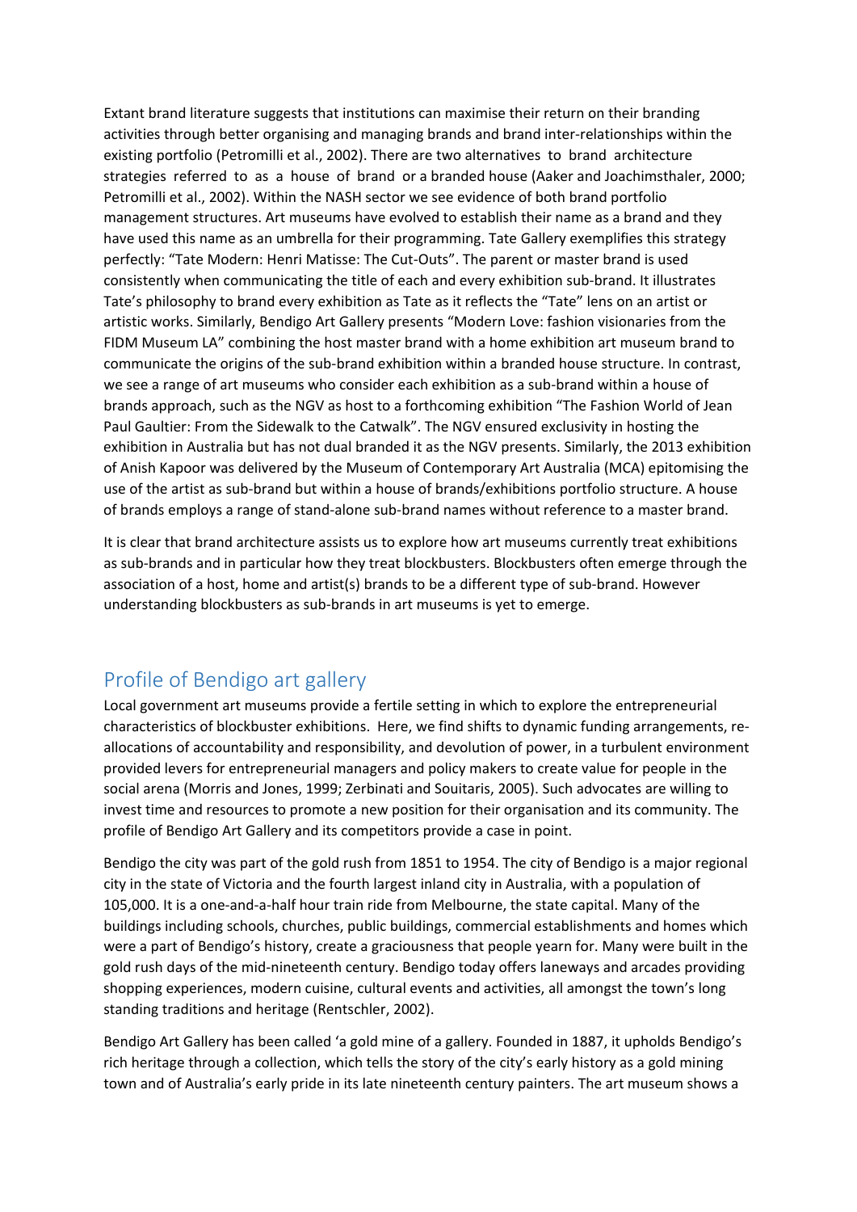Extant brand literature suggests that institutions can maximise their return on their branding activities through better organising and managing brands and brand inter-relationships within the existing portfolio (Petromilli et al., 2002). There are two alternatives to brand architecture strategies referred to as a house of brand or a branded house (Aaker and Joachimsthaler, 2000; Petromilli et al., 2002). Within the NASH sector we see evidence of both brand portfolio management structures. Art museums have evolved to establish their name as a brand and they have used this name as an umbrella for their programming. Tate Gallery exemplifies this strategy perfectly: "Tate Modern: Henri Matisse: The Cut-Outs". The parent or master brand is used consistently when communicating the title of each and every exhibition sub-brand. It illustrates Tate's philosophy to brand every exhibition as Tate as it reflects the "Tate" lens on an artist or artistic works. Similarly, Bendigo Art Gallery presents "Modern Love: fashion visionaries from the FIDM Museum LA" combining the host master brand with a home exhibition art museum brand to communicate the origins of the sub-brand exhibition within a branded house structure. In contrast, we see a range of art museums who consider each exhibition as a sub-brand within a house of brands approach, such as the NGV as host to a forthcoming exhibition "The Fashion World of Jean Paul Gaultier: From the Sidewalk to the Catwalk". The NGV ensured exclusivity in hosting the exhibition in Australia but has not dual branded it as the NGV presents. Similarly, the 2013 exhibition of Anish Kapoor was delivered by the Museum of Contemporary Art Australia (MCA) epitomising the use of the artist as sub-brand but within a house of brands/exhibitions portfolio structure. A house of brands employs a range of stand-alone sub-brand names without reference to a master brand.

It is clear that brand architecture assists us to explore how art museums currently treat exhibitions as sub-brands and in particular how they treat blockbusters. Blockbusters often emerge through the association of a host, home and artist(s) brands to be a different type of sub-brand. However understanding blockbusters as sub-brands in art museums is yet to emerge.

## Profile of Bendigo art gallery

Local government art museums provide a fertile setting in which to explore the entrepreneurial characteristics of blockbuster exhibitions. Here, we find shifts to dynamic funding arrangements, re-allocations of accountability and responsibility, and devolution of power, in a turbulent environment provided levers for entrepreneurial managers and policy makers to create value for people in the social arena (Morris and Jones, 1999; Zerbinati and Souitaris, 2005). Such advocates are willing to invest time and resources to promote a new position for their organisation and its community. The profile of Bendigo Art Gallery and its competitors provide a case in point.

Bendigo the city was part of the gold rush from 1851 to 1954. The city of Bendigo is a major regional city in the state of Victoria and the fourth largest inland city in Australia, with a population of 105,000. It is a one-and-a-half hour train ride from Melbourne, the state capital. Many of the buildings including schools, churches, public buildings, commercial establishments and homes which were a part of Bendigo's history, create a graciousness that people yearn for. Many were built in the gold rush days of the mid-nineteenth century. Bendigo today offers laneways and arcades providing shopping experiences, modern cuisine, cultural events and activities, all amongst the town's long standing traditions and heritage (Rentschler, 2002).

Bendigo Art Gallery has been called 'a gold mine of a gallery. Founded in 1887, it upholds Bendigo's rich heritage through a collection, which tells the story of the city's early history as a gold mining town and of Australia's early pride in its late nineteenth century painters. The art museum shows a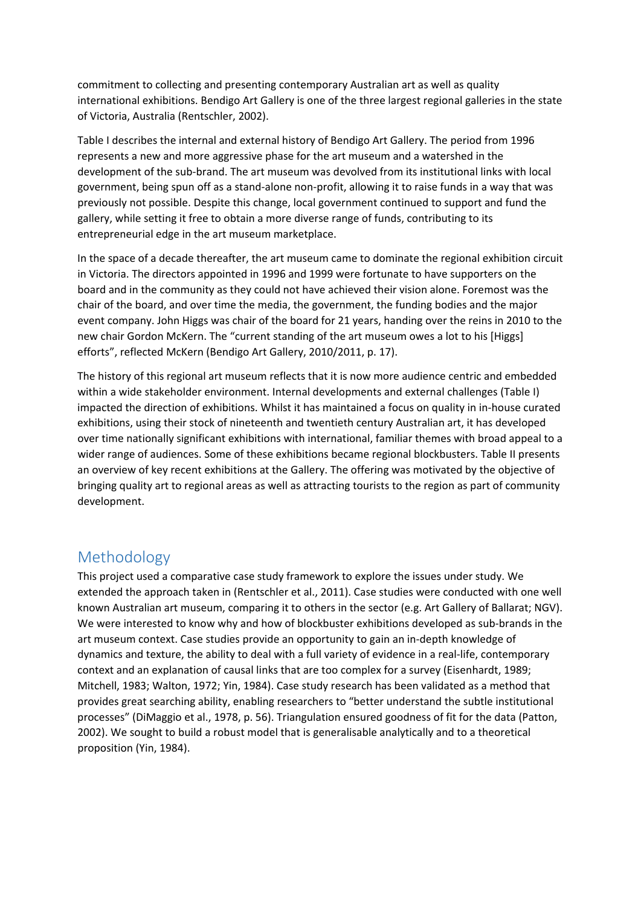commitment to collecting and presenting contemporary Australian art as well as quality international exhibitions. Bendigo Art Gallery is one of the three largest regional galleries in the state of Victoria, Australia (Rentschler, 2002).

Table I describes the internal and external history of Bendigo Art Gallery. The period from 1996 represents a new and more aggressive phase for the art museum and a watershed in the development of the sub-brand. The art museum was devolved from its institutional links with local government, being spun off as a stand-alone non-profit, allowing it to raise funds in a way that was previously not possible. Despite this change, local government continued to support and fund the gallery, while setting it free to obtain a more diverse range of funds, contributing to its entrepreneurial edge in the art museum marketplace.

In the space of a decade thereafter, the art museum came to dominate the regional exhibition circuit in Victoria. The directors appointed in 1996 and 1999 were fortunate to have supporters on the board and in the community as they could not have achieved their vision alone. Foremost was the chair of the board, and over time the media, the government, the funding bodies and the major event company. John Higgs was chair of the board for 21 years, handing over the reins in 2010 to the new chair Gordon McKern. The "current standing of the art museum owes a lot to his [Higgs] efforts", reflected McKern (Bendigo Art Gallery, 2010/2011, p. 17).

The history of this regional art museum reflects that it is now more audience centric and embedded within a wide stakeholder environment. Internal developments and external challenges (Table I) impacted the direction of exhibitions. Whilst it has maintained a focus on quality in in-house curated exhibitions, using their stock of nineteenth and twentieth century Australian art, it has developed over time nationally significant exhibitions with international, familiar themes with broad appeal to a wider range of audiences. Some of these exhibitions became regional blockbusters. Table II presents an overview of key recent exhibitions at the Gallery. The offering was motivated by the objective of bringing quality art to regional areas as well as attracting tourists to the region as part of community development.

## Methodology

This project used a comparative case study framework to explore the issues under study. We extended the approach taken in (Rentschler et al., 2011). Case studies were conducted with one well known Australian art museum, comparing it to others in the sector (e.g. Art Gallery of Ballarat; NGV). We were interested to know why and how of blockbuster exhibitions developed as sub-brands in the art museum context. Case studies provide an opportunity to gain an in-depth knowledge of dynamics and texture, the ability to deal with a full variety of evidence in a real-life, contemporary context and an explanation of causal links that are too complex for a survey (Eisenhardt, 1989; Mitchell, 1983; Walton, 1972; Yin, 1984). Case study research has been validated as a method that provides great searching ability, enabling researchers to "better understand the subtle institutional processes" (DiMaggio et al., 1978, p. 56). Triangulation ensured goodness of fit for the data (Patton, 2002). We sought to build a robust model that is generalisable analytically and to a theoretical proposition (Yin, 1984).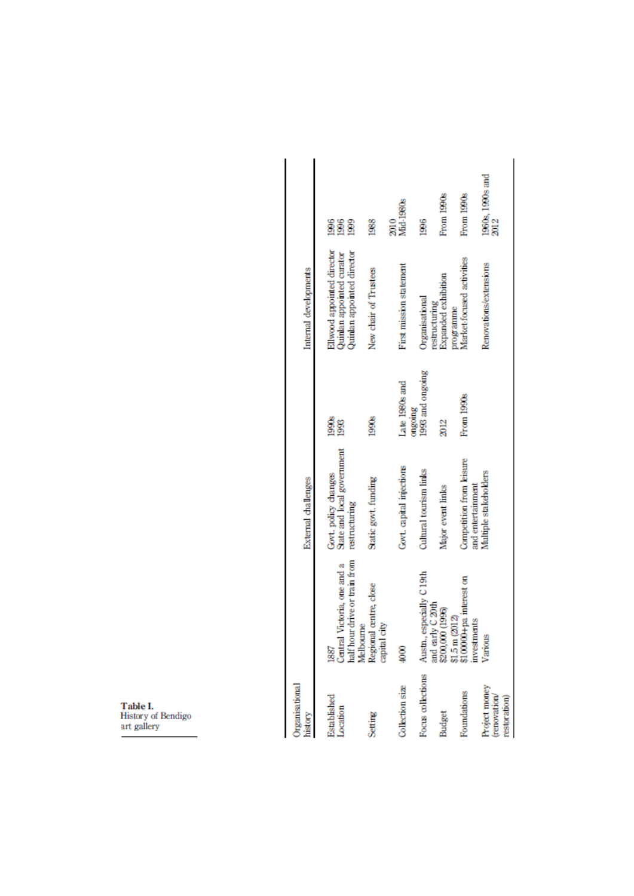Table I.
History of Bendigo art gallery

| Organisational history | | External challenges | | Internal developments | |
|---|---|---|---|---|---|
| Established | 1887 | Govt. policy changes | 1990s | Ellwood appointed director | 1996 |
| Location | Central Victoria, one and a half hour drive or train from Melbourne | State and local government restructuring | 1993 | Quinlan appointed curator | 1996 |
| | | | | Quinlan appointed director | 1999 |
| Setting | Regional centre, close capital city | Static govt. funding | 1990s | New chair of Trustees | 1988 |
| | | | | | 2010 |
| Collection size | 4000 | Govt. capital injections | Late 1980s and ongoing | First mission statement | Mid-1980s |
| Focus collections | Austn., especially C 19th and early C 20th | Cultural tourism links | 1993 and ongoing | Organisational restructuring | 1996 |
| Budget | $200,000 (1996) $1.5 m (2012) | Major event links | 2012 | Expanded exhibition programme | From 1990s |
| Foundations | $10000+pa interest on investments | Competition from leisure and entertainment | From 1990s | Market-focused activities | From 1990s |
| Project money (renovation/restoration) | Various | Multiple stakeholders | | Renovations/extensions | 1960s, 1990s and 2012 |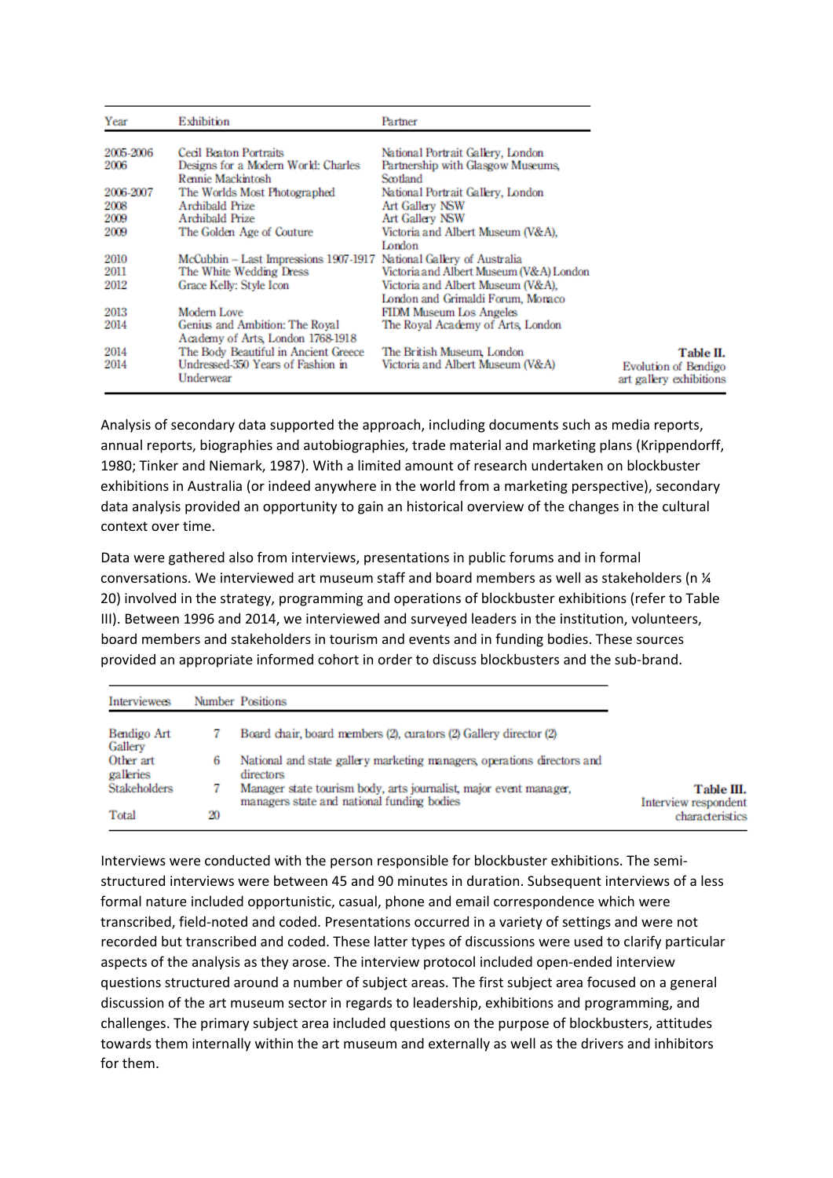| Year | Exhibition | Partner |
|---|---|---|
| 2005-2006 | Cecil Beaton Portraits | National Portrait Gallery, London |
| 2006 | Designs for a Modern World: Charles Rennie Mackintosh | Partnership with Glasgow Museums, Scotland |
| 2006-2007 | The Worlds Most Photographed | National Portrait Gallery, London |
| 2008 | Archibald Prize | Art Gallery NSW |
| 2009 | Archibald Prize | Art Gallery NSW |
| 2009 | The Golden Age of Couture | Victoria and Albert Museum (V&A), London |
| 2010 | McCubbin – Last Impressions 1907-1917 | National Gallery of Australia |
| 2011 | The White Wedding Dress | Victoria and Albert Museum (V&A) London |
| 2012 | Grace Kelly: Style Icon | Victoria and Albert Museum (V&A), London and Grimaldi Forum, Monaco |
| 2013 | Modern Love | FIDM Museum Los Angeles |
| 2014 | Genius and Ambition: The Royal Academy of Arts, London 1768-1918 | The Royal Academy of Arts, London |
| 2014 | The Body Beautiful in Ancient Greece | The British Museum, London |
| 2014 | Undressed-350 Years of Fashion in Underwear | Victoria and Albert Museum (V&A) |

**Table II.** Evolution of Bendigo art gallery exhibitions

Analysis of secondary data supported the approach, including documents such as media reports, annual reports, biographies and autobiographies, trade material and marketing plans (Krippendorff, 1980; Tinker and Niemark, 1987). With a limited amount of research undertaken on blockbuster exhibitions in Australia (or indeed anywhere in the world from a marketing perspective), secondary data analysis provided an opportunity to gain an historical overview of the changes in the cultural context over time.

Data were gathered also from interviews, presentations in public forums and in formal conversations. We interviewed art museum staff and board members as well as stakeholders (n ¼ 20) involved in the strategy, programming and operations of blockbuster exhibitions (refer to Table III). Between 1996 and 2014, we interviewed and surveyed leaders in the institution, volunteers, board members and stakeholders in tourism and events and in funding bodies. These sources provided an appropriate informed cohort in order to discuss blockbusters and the sub-brand.

| Interviewees | Number | Positions |
|---|---|---|
| Bendigo Art Gallery | 7 | Board chair, board members (2), curators (2) Gallery director (2) |
| Other art galleries | 6 | National and state gallery marketing managers, operations directors and directors |
| Stakeholders | 7 | Manager state tourism body, arts journalist, major event manager, managers state and national funding bodies |
| Total | 20 | |

**Table III.** Interview respondent characteristics

Interviews were conducted with the person responsible for blockbuster exhibitions. The semi-structured interviews were between 45 and 90 minutes in duration. Subsequent interviews of a less formal nature included opportunistic, casual, phone and email correspondence which were transcribed, field-noted and coded. Presentations occurred in a variety of settings and were not recorded but transcribed and coded. These latter types of discussions were used to clarify particular aspects of the analysis as they arose. The interview protocol included open-ended interview questions structured around a number of subject areas. The first subject area focused on a general discussion of the art museum sector in regards to leadership, exhibitions and programming, and challenges. The primary subject area included questions on the purpose of blockbusters, attitudes towards them internally within the art museum and externally as well as the drivers and inhibitors for them.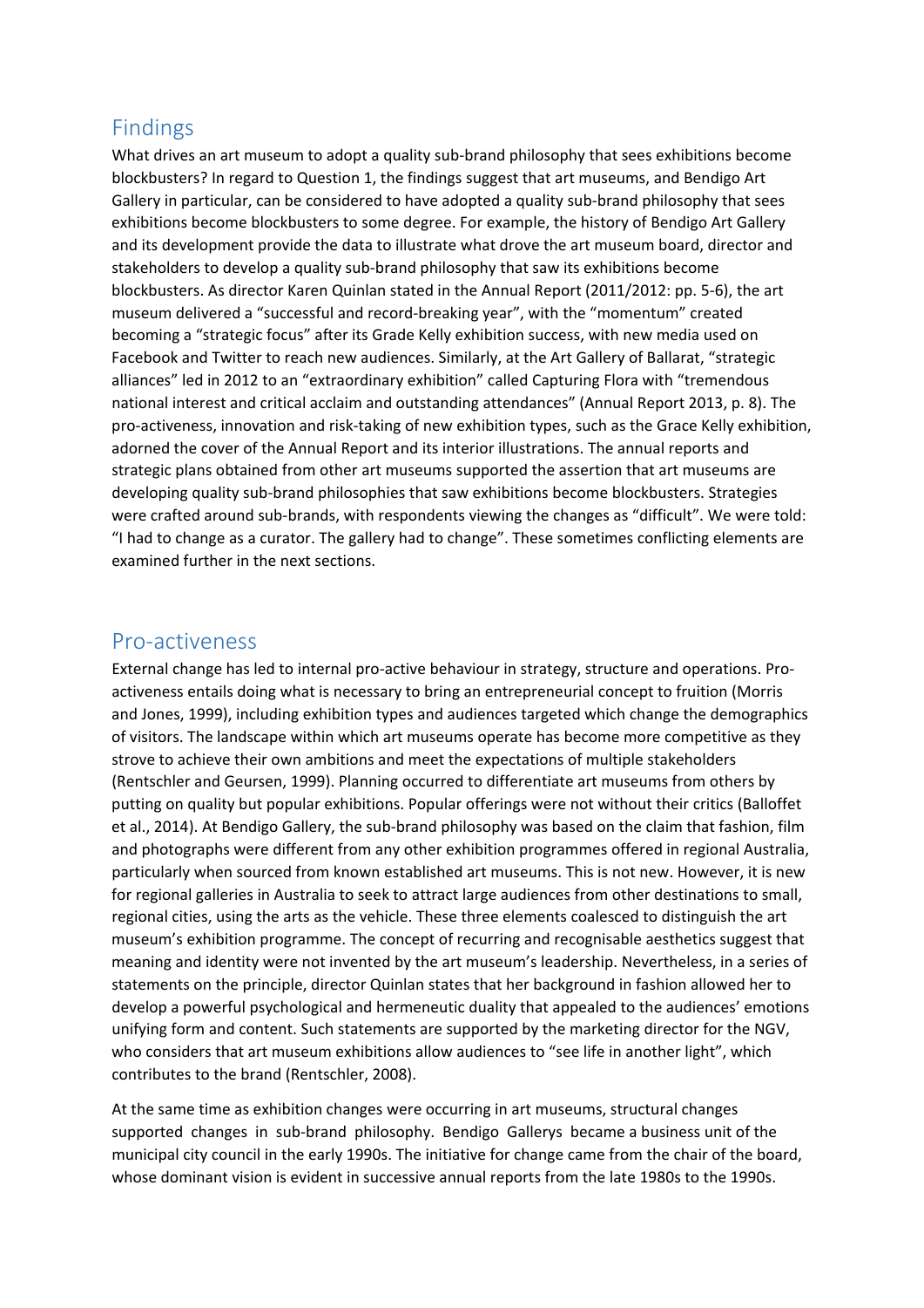## Findings

What drives an art museum to adopt a quality sub-brand philosophy that sees exhibitions become blockbusters? In regard to Question 1, the findings suggest that art museums, and Bendigo Art Gallery in particular, can be considered to have adopted a quality sub-brand philosophy that sees exhibitions become blockbusters to some degree. For example, the history of Bendigo Art Gallery and its development provide the data to illustrate what drove the art museum board, director and stakeholders to develop a quality sub-brand philosophy that saw its exhibitions become blockbusters. As director Karen Quinlan stated in the Annual Report (2011/2012: pp. 5-6), the art museum delivered a "successful and record-breaking year", with the "momentum" created becoming a "strategic focus" after its Grade Kelly exhibition success, with new media used on Facebook and Twitter to reach new audiences. Similarly, at the Art Gallery of Ballarat, "strategic alliances" led in 2012 to an "extraordinary exhibition" called Capturing Flora with "tremendous national interest and critical acclaim and outstanding attendances" (Annual Report 2013, p. 8). The pro-activeness, innovation and risk-taking of new exhibition types, such as the Grace Kelly exhibition, adorned the cover of the Annual Report and its interior illustrations. The annual reports and strategic plans obtained from other art museums supported the assertion that art museums are developing quality sub-brand philosophies that saw exhibitions become blockbusters. Strategies were crafted around sub-brands, with respondents viewing the changes as "difficult". We were told: "I had to change as a curator. The gallery had to change". These sometimes conflicting elements are examined further in the next sections.

## Pro-activeness

External change has led to internal pro-active behaviour in strategy, structure and operations. Pro-activeness entails doing what is necessary to bring an entrepreneurial concept to fruition (Morris and Jones, 1999), including exhibition types and audiences targeted which change the demographics of visitors. The landscape within which art museums operate has become more competitive as they strove to achieve their own ambitions and meet the expectations of multiple stakeholders (Rentschler and Geursen, 1999). Planning occurred to differentiate art museums from others by putting on quality but popular exhibitions. Popular offerings were not without their critics (Balloffet et al., 2014). At Bendigo Gallery, the sub-brand philosophy was based on the claim that fashion, film and photographs were different from any other exhibition programmes offered in regional Australia, particularly when sourced from known established art museums. This is not new. However, it is new for regional galleries in Australia to seek to attract large audiences from other destinations to small, regional cities, using the arts as the vehicle. These three elements coalesced to distinguish the art museum's exhibition programme. The concept of recurring and recognisable aesthetics suggest that meaning and identity were not invented by the art museum's leadership. Nevertheless, in a series of statements on the principle, director Quinlan states that her background in fashion allowed her to develop a powerful psychological and hermeneutic duality that appealed to the audiences' emotions unifying form and content. Such statements are supported by the marketing director for the NGV, who considers that art museum exhibitions allow audiences to "see life in another light", which contributes to the brand (Rentschler, 2008).

At the same time as exhibition changes were occurring in art museums, structural changes supported changes in sub-brand philosophy. Bendigo Gallerys became a business unit of the municipal city council in the early 1990s. The initiative for change came from the chair of the board, whose dominant vision is evident in successive annual reports from the late 1980s to the 1990s.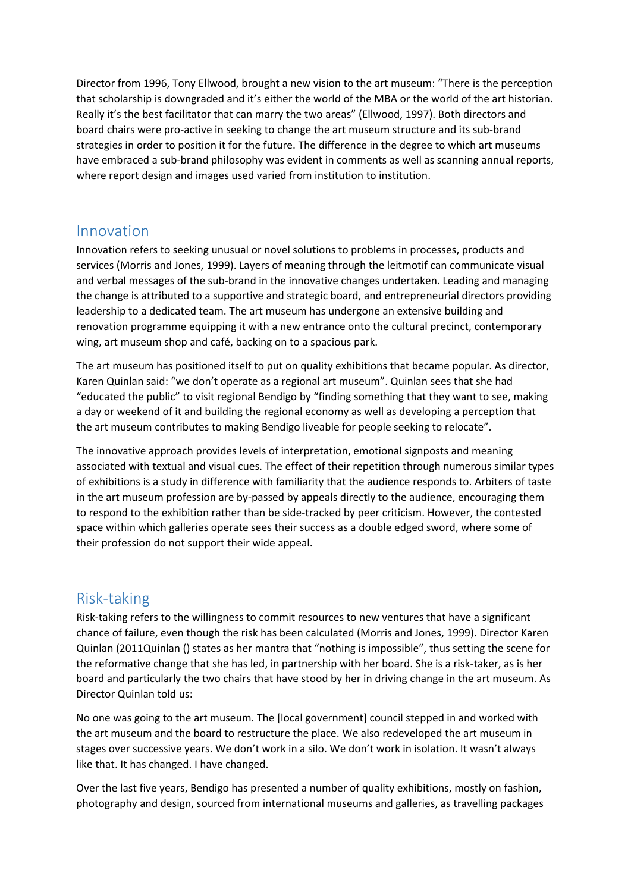Director from 1996, Tony Ellwood, brought a new vision to the art museum: "There is the perception that scholarship is downgraded and it's either the world of the MBA or the world of the art historian. Really it's the best facilitator that can marry the two areas" (Ellwood, 1997). Both directors and board chairs were pro-active in seeking to change the art museum structure and its sub-brand strategies in order to position it for the future. The difference in the degree to which art museums have embraced a sub-brand philosophy was evident in comments as well as scanning annual reports, where report design and images used varied from institution to institution.

## Innovation

Innovation refers to seeking unusual or novel solutions to problems in processes, products and services (Morris and Jones, 1999). Layers of meaning through the leitmotif can communicate visual and verbal messages of the sub-brand in the innovative changes undertaken. Leading and managing the change is attributed to a supportive and strategic board, and entrepreneurial directors providing leadership to a dedicated team. The art museum has undergone an extensive building and renovation programme equipping it with a new entrance onto the cultural precinct, contemporary wing, art museum shop and café, backing on to a spacious park.

The art museum has positioned itself to put on quality exhibitions that became popular. As director, Karen Quinlan said: "we don't operate as a regional art museum". Quinlan sees that she had "educated the public" to visit regional Bendigo by "finding something that they want to see, making a day or weekend of it and building the regional economy as well as developing a perception that the art museum contributes to making Bendigo liveable for people seeking to relocate".

The innovative approach provides levels of interpretation, emotional signposts and meaning associated with textual and visual cues. The effect of their repetition through numerous similar types of exhibitions is a study in difference with familiarity that the audience responds to. Arbiters of taste in the art museum profession are by-passed by appeals directly to the audience, encouraging them to respond to the exhibition rather than be side-tracked by peer criticism. However, the contested space within which galleries operate sees their success as a double edged sword, where some of their profession do not support their wide appeal.

## Risk-taking

Risk-taking refers to the willingness to commit resources to new ventures that have a significant chance of failure, even though the risk has been calculated (Morris and Jones, 1999). Director Karen Quinlan (2011Quinlan () states as her mantra that "nothing is impossible", thus setting the scene for the reformative change that she has led, in partnership with her board. She is a risk-taker, as is her board and particularly the two chairs that have stood by her in driving change in the art museum. As Director Quinlan told us:

No one was going to the art museum. The [local government] council stepped in and worked with the art museum and the board to restructure the place. We also redeveloped the art museum in stages over successive years. We don't work in a silo. We don't work in isolation. It wasn't always like that. It has changed. I have changed.

Over the last five years, Bendigo has presented a number of quality exhibitions, mostly on fashion, photography and design, sourced from international museums and galleries, as travelling packages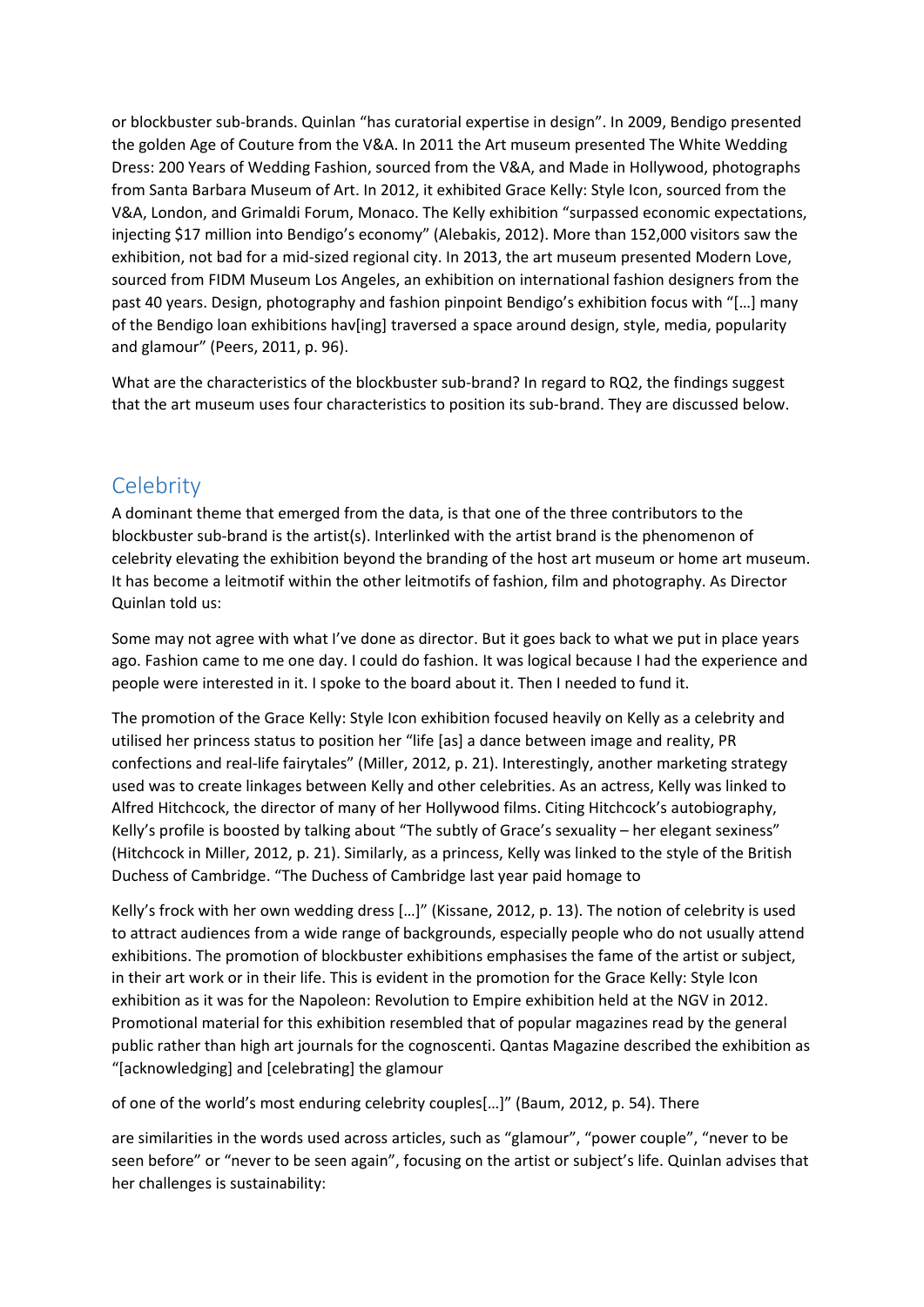or blockbuster sub-brands. Quinlan "has curatorial expertise in design". In 2009, Bendigo presented the golden Age of Couture from the V&A. In 2011 the Art museum presented The White Wedding Dress: 200 Years of Wedding Fashion, sourced from the V&A, and Made in Hollywood, photographs from Santa Barbara Museum of Art. In 2012, it exhibited Grace Kelly: Style Icon, sourced from the V&A, London, and Grimaldi Forum, Monaco. The Kelly exhibition "surpassed economic expectations, injecting $17 million into Bendigo's economy" (Alebakis, 2012). More than 152,000 visitors saw the exhibition, not bad for a mid-sized regional city. In 2013, the art museum presented Modern Love, sourced from FIDM Museum Los Angeles, an exhibition on international fashion designers from the past 40 years. Design, photography and fashion pinpoint Bendigo's exhibition focus with "[…] many of the Bendigo loan exhibitions hav[ing] traversed a space around design, style, media, popularity and glamour" (Peers, 2011, p. 96).

What are the characteristics of the blockbuster sub-brand? In regard to RQ2, the findings suggest that the art museum uses four characteristics to position its sub-brand. They are discussed below.

## Celebrity

A dominant theme that emerged from the data, is that one of the three contributors to the blockbuster sub-brand is the artist(s). Interlinked with the artist brand is the phenomenon of celebrity elevating the exhibition beyond the branding of the host art museum or home art museum. It has become a leitmotif within the other leitmotifs of fashion, film and photography. As Director Quinlan told us:

Some may not agree with what I've done as director. But it goes back to what we put in place years ago. Fashion came to me one day. I could do fashion. It was logical because I had the experience and people were interested in it. I spoke to the board about it. Then I needed to fund it.

The promotion of the Grace Kelly: Style Icon exhibition focused heavily on Kelly as a celebrity and utilised her princess status to position her "life [as] a dance between image and reality, PR confections and real-life fairytales" (Miller, 2012, p. 21). Interestingly, another marketing strategy used was to create linkages between Kelly and other celebrities. As an actress, Kelly was linked to Alfred Hitchcock, the director of many of her Hollywood films. Citing Hitchcock's autobiography, Kelly's profile is boosted by talking about "The subtly of Grace's sexuality – her elegant sexiness" (Hitchcock in Miller, 2012, p. 21). Similarly, as a princess, Kelly was linked to the style of the British Duchess of Cambridge. "The Duchess of Cambridge last year paid homage to Kelly's frock with her own wedding dress […]" (Kissane, 2012, p. 13). The notion of celebrity is used to attract audiences from a wide range of backgrounds, especially people who do not usually attend exhibitions. The promotion of blockbuster exhibitions emphasises the fame of the artist or subject, in their art work or in their life. This is evident in the promotion for the Grace Kelly: Style Icon exhibition as it was for the Napoleon: Revolution to Empire exhibition held at the NGV in 2012. Promotional material for this exhibition resembled that of popular magazines read by the general public rather than high art journals for the cognoscenti. Qantas Magazine described the exhibition as "[acknowledging] and [celebrating] the glamour of one of the world's most enduring celebrity couples[…]" (Baum, 2012, p. 54). There are similarities in the words used across articles, such as "glamour", "power couple", "never to be seen before" or "never to be seen again", focusing on the artist or subject's life. Quinlan advises that her challenges is sustainability: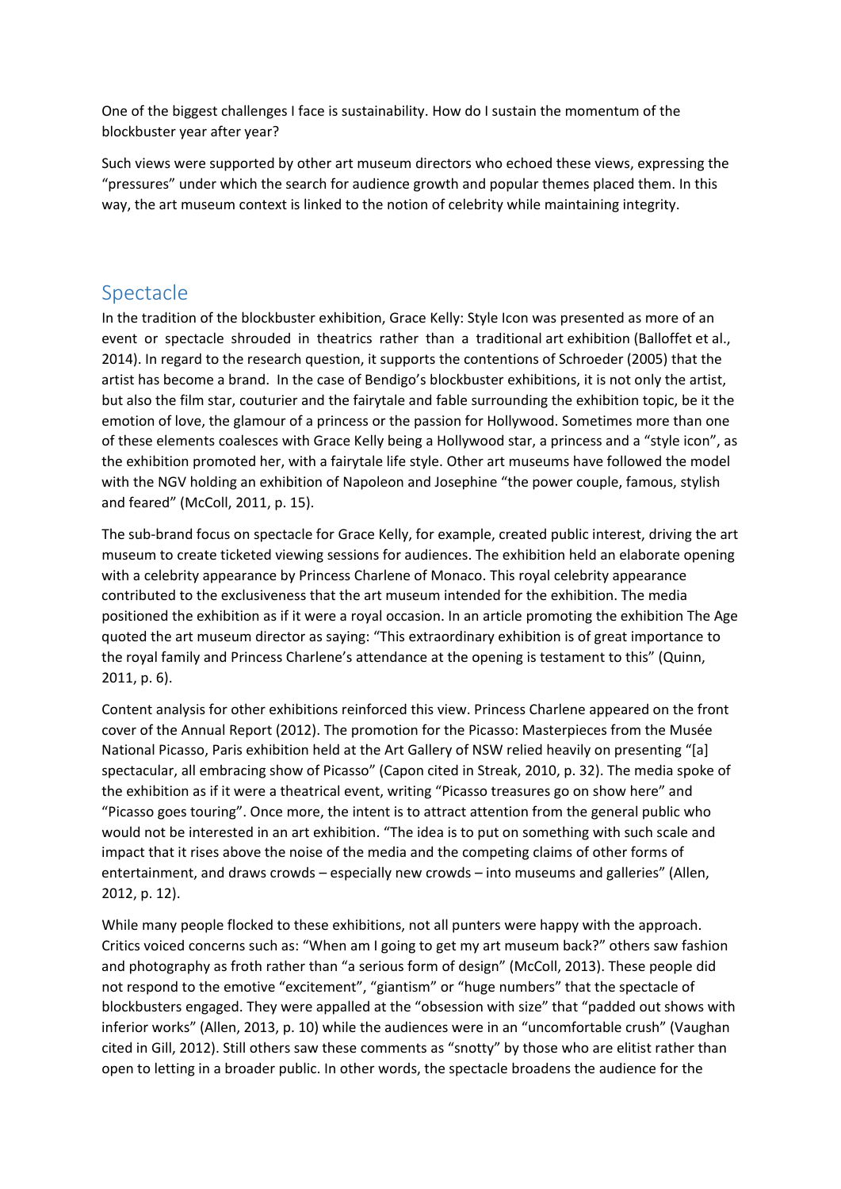One of the biggest challenges I face is sustainability. How do I sustain the momentum of the blockbuster year after year?

Such views were supported by other art museum directors who echoed these views, expressing the "pressures" under which the search for audience growth and popular themes placed them. In this way, the art museum context is linked to the notion of celebrity while maintaining integrity.

## Spectacle

In the tradition of the blockbuster exhibition, Grace Kelly: Style Icon was presented as more of an event or spectacle shrouded in theatrics rather than a traditional art exhibition (Balloffet et al., 2014). In regard to the research question, it supports the contentions of Schroeder (2005) that the artist has become a brand. In the case of Bendigo's blockbuster exhibitions, it is not only the artist, but also the film star, couturier and the fairytale and fable surrounding the exhibition topic, be it the emotion of love, the glamour of a princess or the passion for Hollywood. Sometimes more than one of these elements coalesces with Grace Kelly being a Hollywood star, a princess and a "style icon", as the exhibition promoted her, with a fairytale life style. Other art museums have followed the model with the NGV holding an exhibition of Napoleon and Josephine "the power couple, famous, stylish and feared" (McColl, 2011, p. 15).

The sub-brand focus on spectacle for Grace Kelly, for example, created public interest, driving the art museum to create ticketed viewing sessions for audiences. The exhibition held an elaborate opening with a celebrity appearance by Princess Charlene of Monaco. This royal celebrity appearance contributed to the exclusiveness that the art museum intended for the exhibition. The media positioned the exhibition as if it were a royal occasion. In an article promoting the exhibition The Age quoted the art museum director as saying: "This extraordinary exhibition is of great importance to the royal family and Princess Charlene's attendance at the opening is testament to this" (Quinn, 2011, p. 6).

Content analysis for other exhibitions reinforced this view. Princess Charlene appeared on the front cover of the Annual Report (2012). The promotion for the Picasso: Masterpieces from the Musée National Picasso, Paris exhibition held at the Art Gallery of NSW relied heavily on presenting "[a] spectacular, all embracing show of Picasso" (Capon cited in Streak, 2010, p. 32). The media spoke of the exhibition as if it were a theatrical event, writing "Picasso treasures go on show here" and "Picasso goes touring". Once more, the intent is to attract attention from the general public who would not be interested in an art exhibition. "The idea is to put on something with such scale and impact that it rises above the noise of the media and the competing claims of other forms of entertainment, and draws crowds – especially new crowds – into museums and galleries" (Allen, 2012, p. 12).

While many people flocked to these exhibitions, not all punters were happy with the approach. Critics voiced concerns such as: "When am I going to get my art museum back?" others saw fashion and photography as froth rather than "a serious form of design" (McColl, 2013). These people did not respond to the emotive "excitement", "giantism" or "huge numbers" that the spectacle of blockbusters engaged. They were appalled at the "obsession with size" that "padded out shows with inferior works" (Allen, 2013, p. 10) while the audiences were in an "uncomfortable crush" (Vaughan cited in Gill, 2012). Still others saw these comments as "snotty" by those who are elitist rather than open to letting in a broader public. In other words, the spectacle broadens the audience for the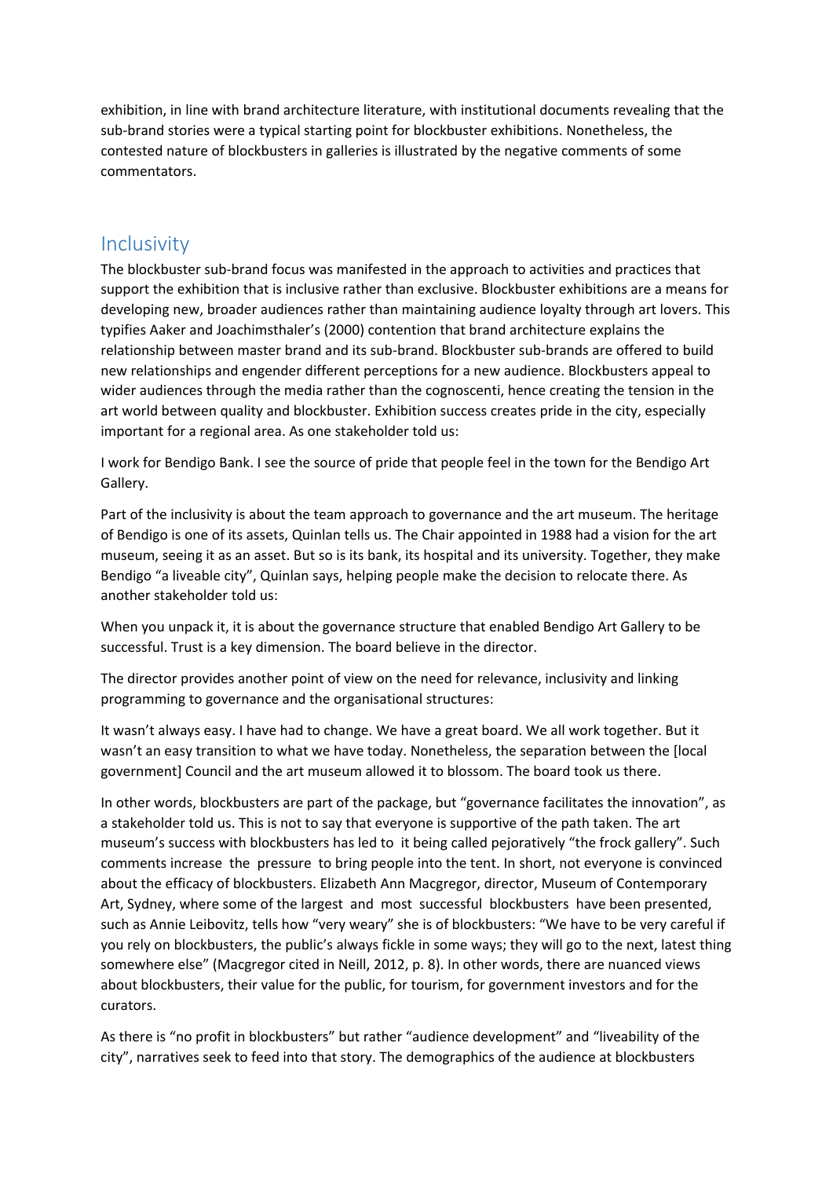exhibition, in line with brand architecture literature, with institutional documents revealing that the sub-brand stories were a typical starting point for blockbuster exhibitions. Nonetheless, the contested nature of blockbusters in galleries is illustrated by the negative comments of some commentators.

## Inclusivity

The blockbuster sub-brand focus was manifested in the approach to activities and practices that support the exhibition that is inclusive rather than exclusive. Blockbuster exhibitions are a means for developing new, broader audiences rather than maintaining audience loyalty through art lovers. This typifies Aaker and Joachimsthaler's (2000) contention that brand architecture explains the relationship between master brand and its sub-brand. Blockbuster sub-brands are offered to build new relationships and engender different perceptions for a new audience. Blockbusters appeal to wider audiences through the media rather than the cognoscenti, hence creating the tension in the art world between quality and blockbuster. Exhibition success creates pride in the city, especially important for a regional area. As one stakeholder told us:

I work for Bendigo Bank. I see the source of pride that people feel in the town for the Bendigo Art Gallery.

Part of the inclusivity is about the team approach to governance and the art museum. The heritage of Bendigo is one of its assets, Quinlan tells us. The Chair appointed in 1988 had a vision for the art museum, seeing it as an asset. But so is its bank, its hospital and its university. Together, they make Bendigo "a liveable city", Quinlan says, helping people make the decision to relocate there. As another stakeholder told us:

When you unpack it, it is about the governance structure that enabled Bendigo Art Gallery to be successful. Trust is a key dimension. The board believe in the director.

The director provides another point of view on the need for relevance, inclusivity and linking programming to governance and the organisational structures:

It wasn't always easy. I have had to change. We have a great board. We all work together. But it wasn't an easy transition to what we have today. Nonetheless, the separation between the [local government] Council and the art museum allowed it to blossom. The board took us there.

In other words, blockbusters are part of the package, but "governance facilitates the innovation", as a stakeholder told us. This is not to say that everyone is supportive of the path taken. The art museum's success with blockbusters has led to it being called pejoratively "the frock gallery". Such comments increase the pressure to bring people into the tent. In short, not everyone is convinced about the efficacy of blockbusters. Elizabeth Ann Macgregor, director, Museum of Contemporary Art, Sydney, where some of the largest and most successful blockbusters have been presented, such as Annie Leibovitz, tells how "very weary" she is of blockbusters: "We have to be very careful if you rely on blockbusters, the public's always fickle in some ways; they will go to the next, latest thing somewhere else" (Macgregor cited in Neill, 2012, p. 8). In other words, there are nuanced views about blockbusters, their value for the public, for tourism, for government investors and for the curators.

As there is "no profit in blockbusters" but rather "audience development" and "liveability of the city", narratives seek to feed into that story. The demographics of the audience at blockbusters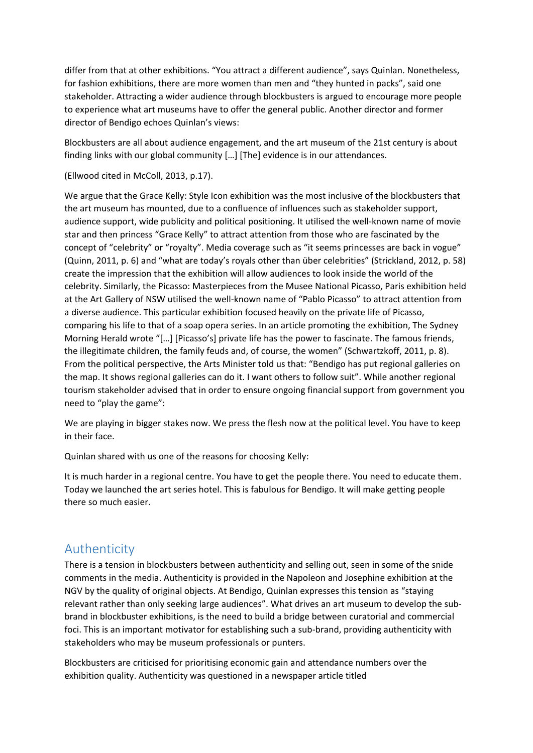differ from that at other exhibitions. “You attract a different audience”, says Quinlan. Nonetheless, for fashion exhibitions, there are more women than men and “they hunted in packs”, said one stakeholder. Attracting a wider audience through blockbusters is argued to encourage more people to experience what art museums have to offer the general public. Another director and former director of Bendigo echoes Quinlan’s views:

Blockbusters are all about audience engagement, and the art museum of the 21st century is about finding links with our global community […] [The] evidence is in our attendances.

(Ellwood cited in McColl, 2013, p.17).

We argue that the Grace Kelly: Style Icon exhibition was the most inclusive of the blockbusters that the art museum has mounted, due to a confluence of influences such as stakeholder support, audience support, wide publicity and political positioning. It utilised the well-known name of movie star and then princess “Grace Kelly” to attract attention from those who are fascinated by the concept of “celebrity” or “royalty”. Media coverage such as “it seems princesses are back in vogue” (Quinn, 2011, p. 6) and “what are today’s royals other than über celebrities” (Strickland, 2012, p. 58) create the impression that the exhibition will allow audiences to look inside the world of the celebrity. Similarly, the Picasso: Masterpieces from the Musee National Picasso, Paris exhibition held at the Art Gallery of NSW utilised the well-known name of “Pablo Picasso” to attract attention from a diverse audience. This particular exhibition focused heavily on the private life of Picasso, comparing his life to that of a soap opera series. In an article promoting the exhibition, The Sydney Morning Herald wrote “[…] [Picasso’s] private life has the power to fascinate. The famous friends, the illegitimate children, the family feuds and, of course, the women” (Schwartzkoff, 2011, p. 8). From the political perspective, the Arts Minister told us that: “Bendigo has put regional galleries on the map. It shows regional galleries can do it. I want others to follow suit”. While another regional tourism stakeholder advised that in order to ensure ongoing financial support from government you need to “play the game”:

We are playing in bigger stakes now. We press the flesh now at the political level. You have to keep in their face.

Quinlan shared with us one of the reasons for choosing Kelly:

It is much harder in a regional centre. You have to get the people there. You need to educate them. Today we launched the art series hotel. This is fabulous for Bendigo. It will make getting people there so much easier.

## Authenticity

There is a tension in blockbusters between authenticity and selling out, seen in some of the snide comments in the media. Authenticity is provided in the Napoleon and Josephine exhibition at the NGV by the quality of original objects. At Bendigo, Quinlan expresses this tension as “staying relevant rather than only seeking large audiences”. What drives an art museum to develop the sub-brand in blockbuster exhibitions, is the need to build a bridge between curatorial and commercial foci. This is an important motivator for establishing such a sub-brand, providing authenticity with stakeholders who may be museum professionals or punters.

Blockbusters are criticised for prioritising economic gain and attendance numbers over the exhibition quality. Authenticity was questioned in a newspaper article titled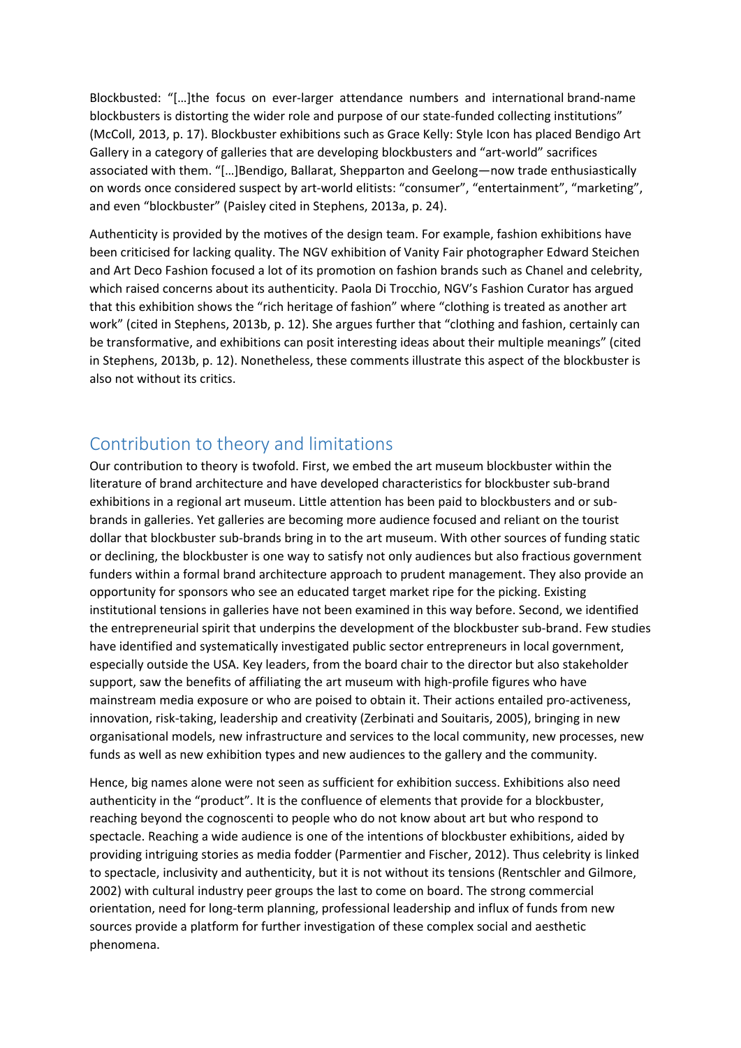Blockbusted: "[…]the focus on ever-larger attendance numbers and international brand-name blockbusters is distorting the wider role and purpose of our state-funded collecting institutions" (McColl, 2013, p. 17). Blockbuster exhibitions such as Grace Kelly: Style Icon has placed Bendigo Art Gallery in a category of galleries that are developing blockbusters and "art-world" sacrifices associated with them. "[…]Bendigo, Ballarat, Shepparton and Geelong—now trade enthusiastically on words once considered suspect by art-world elitists: "consumer", "entertainment", "marketing", and even "blockbuster" (Paisley cited in Stephens, 2013a, p. 24).

Authenticity is provided by the motives of the design team. For example, fashion exhibitions have been criticised for lacking quality. The NGV exhibition of Vanity Fair photographer Edward Steichen and Art Deco Fashion focused a lot of its promotion on fashion brands such as Chanel and celebrity, which raised concerns about its authenticity. Paola Di Trocchio, NGV's Fashion Curator has argued that this exhibition shows the "rich heritage of fashion" where "clothing is treated as another art work" (cited in Stephens, 2013b, p. 12). She argues further that "clothing and fashion, certainly can be transformative, and exhibitions can posit interesting ideas about their multiple meanings" (cited in Stephens, 2013b, p. 12). Nonetheless, these comments illustrate this aspect of the blockbuster is also not without its critics.

## Contribution to theory and limitations

Our contribution to theory is twofold. First, we embed the art museum blockbuster within the literature of brand architecture and have developed characteristics for blockbuster sub-brand exhibitions in a regional art museum. Little attention has been paid to blockbusters and or sub-brands in galleries. Yet galleries are becoming more audience focused and reliant on the tourist dollar that blockbuster sub-brands bring in to the art museum. With other sources of funding static or declining, the blockbuster is one way to satisfy not only audiences but also fractious government funders within a formal brand architecture approach to prudent management. They also provide an opportunity for sponsors who see an educated target market ripe for the picking. Existing institutional tensions in galleries have not been examined in this way before. Second, we identified the entrepreneurial spirit that underpins the development of the blockbuster sub-brand. Few studies have identified and systematically investigated public sector entrepreneurs in local government, especially outside the USA. Key leaders, from the board chair to the director but also stakeholder support, saw the benefits of affiliating the art museum with high-profile figures who have mainstream media exposure or who are poised to obtain it. Their actions entailed pro-activeness, innovation, risk-taking, leadership and creativity (Zerbinati and Souitaris, 2005), bringing in new organisational models, new infrastructure and services to the local community, new processes, new funds as well as new exhibition types and new audiences to the gallery and the community.

Hence, big names alone were not seen as sufficient for exhibition success. Exhibitions also need authenticity in the "product". It is the confluence of elements that provide for a blockbuster, reaching beyond the cognoscenti to people who do not know about art but who respond to spectacle. Reaching a wide audience is one of the intentions of blockbuster exhibitions, aided by providing intriguing stories as media fodder (Parmentier and Fischer, 2012). Thus celebrity is linked to spectacle, inclusivity and authenticity, but it is not without its tensions (Rentschler and Gilmore, 2002) with cultural industry peer groups the last to come on board. The strong commercial orientation, need for long-term planning, professional leadership and influx of funds from new sources provide a platform for further investigation of these complex social and aesthetic phenomena.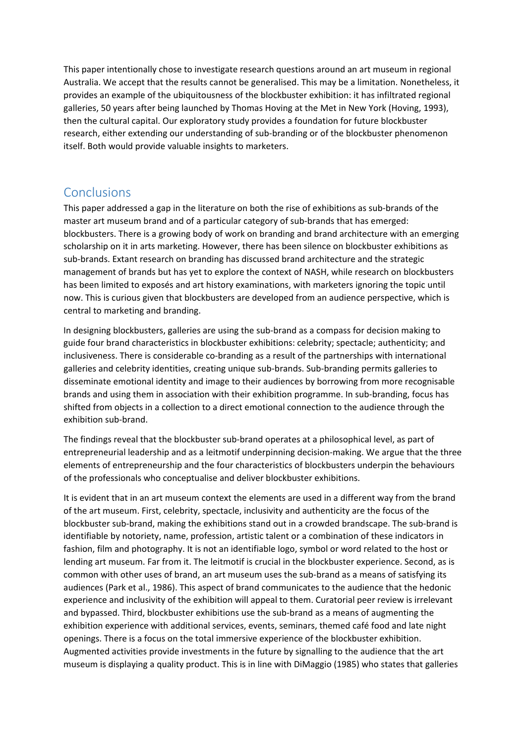This paper intentionally chose to investigate research questions around an art museum in regional Australia. We accept that the results cannot be generalised. This may be a limitation. Nonetheless, it provides an example of the ubiquitousness of the blockbuster exhibition: it has infiltrated regional galleries, 50 years after being launched by Thomas Hoving at the Met in New York (Hoving, 1993), then the cultural capital. Our exploratory study provides a foundation for future blockbuster research, either extending our understanding of sub-branding or of the blockbuster phenomenon itself. Both would provide valuable insights to marketers.

## Conclusions

This paper addressed a gap in the literature on both the rise of exhibitions as sub-brands of the master art museum brand and of a particular category of sub-brands that has emerged: blockbusters. There is a growing body of work on branding and brand architecture with an emerging scholarship on it in arts marketing. However, there has been silence on blockbuster exhibitions as sub-brands. Extant research on branding has discussed brand architecture and the strategic management of brands but has yet to explore the context of NASH, while research on blockbusters has been limited to exposés and art history examinations, with marketers ignoring the topic until now. This is curious given that blockbusters are developed from an audience perspective, which is central to marketing and branding.

In designing blockbusters, galleries are using the sub-brand as a compass for decision making to guide four brand characteristics in blockbuster exhibitions: celebrity; spectacle; authenticity; and inclusiveness. There is considerable co-branding as a result of the partnerships with international galleries and celebrity identities, creating unique sub-brands. Sub-branding permits galleries to disseminate emotional identity and image to their audiences by borrowing from more recognisable brands and using them in association with their exhibition programme. In sub-branding, focus has shifted from objects in a collection to a direct emotional connection to the audience through the exhibition sub-brand.

The findings reveal that the blockbuster sub-brand operates at a philosophical level, as part of entrepreneurial leadership and as a leitmotif underpinning decision-making. We argue that the three elements of entrepreneurship and the four characteristics of blockbusters underpin the behaviours of the professionals who conceptualise and deliver blockbuster exhibitions.

It is evident that in an art museum context the elements are used in a different way from the brand of the art museum. First, celebrity, spectacle, inclusivity and authenticity are the focus of the blockbuster sub-brand, making the exhibitions stand out in a crowded brandscape. The sub-brand is identifiable by notoriety, name, profession, artistic talent or a combination of these indicators in fashion, film and photography. It is not an identifiable logo, symbol or word related to the host or lending art museum. Far from it. The leitmotif is crucial in the blockbuster experience. Second, as is common with other uses of brand, an art museum uses the sub-brand as a means of satisfying its audiences (Park et al., 1986). This aspect of brand communicates to the audience that the hedonic experience and inclusivity of the exhibition will appeal to them. Curatorial peer review is irrelevant and bypassed. Third, blockbuster exhibitions use the sub-brand as a means of augmenting the exhibition experience with additional services, events, seminars, themed café food and late night openings. There is a focus on the total immersive experience of the blockbuster exhibition. Augmented activities provide investments in the future by signalling to the audience that the art museum is displaying a quality product. This is in line with DiMaggio (1985) who states that galleries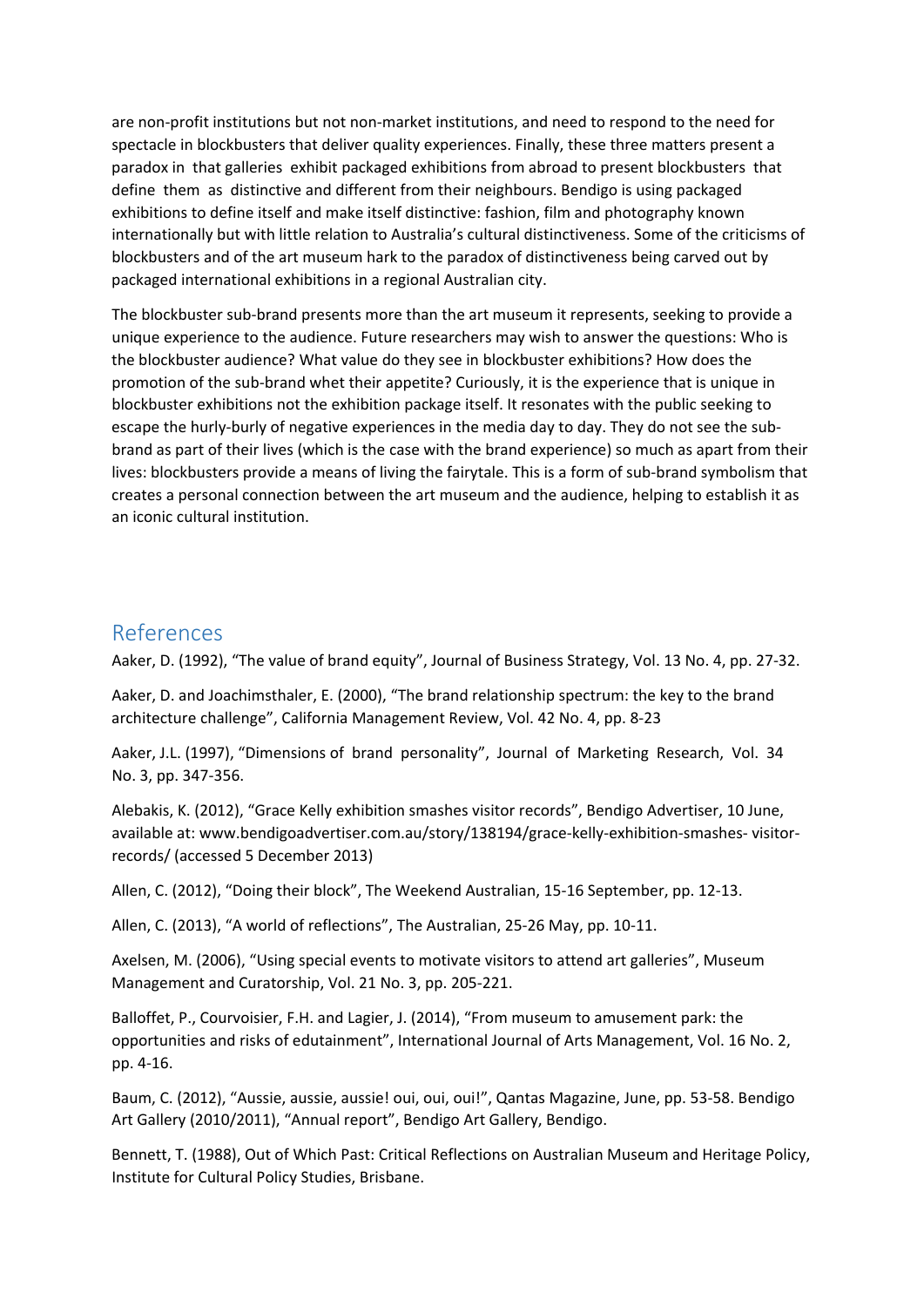are non-profit institutions but not non-market institutions, and need to respond to the need for spectacle in blockbusters that deliver quality experiences. Finally, these three matters present a paradox in that galleries exhibit packaged exhibitions from abroad to present blockbusters that define them as distinctive and different from their neighbours. Bendigo is using packaged exhibitions to define itself and make itself distinctive: fashion, film and photography known internationally but with little relation to Australia's cultural distinctiveness. Some of the criticisms of blockbusters and of the art museum hark to the paradox of distinctiveness being carved out by packaged international exhibitions in a regional Australian city.

The blockbuster sub-brand presents more than the art museum it represents, seeking to provide a unique experience to the audience. Future researchers may wish to answer the questions: Who is the blockbuster audience? What value do they see in blockbuster exhibitions? How does the promotion of the sub-brand whet their appetite? Curiously, it is the experience that is unique in blockbuster exhibitions not the exhibition package itself. It resonates with the public seeking to escape the hurly-burly of negative experiences in the media day to day. They do not see the sub-brand as part of their lives (which is the case with the brand experience) so much as apart from their lives: blockbusters provide a means of living the fairytale. This is a form of sub-brand symbolism that creates a personal connection between the art museum and the audience, helping to establish it as an iconic cultural institution.

## References

Aaker, D. (1992), "The value of brand equity", Journal of Business Strategy, Vol. 13 No. 4, pp. 27-32.

Aaker, D. and Joachimsthaler, E. (2000), "The brand relationship spectrum: the key to the brand architecture challenge", California Management Review, Vol. 42 No. 4, pp. 8-23

Aaker, J.L. (1997), "Dimensions of brand personality", Journal of Marketing Research, Vol. 34 No. 3, pp. 347-356.

Alebakis, K. (2012), "Grace Kelly exhibition smashes visitor records", Bendigo Advertiser, 10 June, available at: www.bendigoadvertiser.com.au/story/138194/grace-kelly-exhibition-smashes- visitor-records/ (accessed 5 December 2013)

Allen, C. (2012), "Doing their block", The Weekend Australian, 15-16 September, pp. 12-13.

Allen, C. (2013), "A world of reflections", The Australian, 25-26 May, pp. 10-11.

Axelsen, M. (2006), "Using special events to motivate visitors to attend art galleries", Museum Management and Curatorship, Vol. 21 No. 3, pp. 205-221.

Balloffet, P., Courvoisier, F.H. and Lagier, J. (2014), "From museum to amusement park: the opportunities and risks of edutainment", International Journal of Arts Management, Vol. 16 No. 2, pp. 4-16.

Baum, C. (2012), "Aussie, aussie, aussie! oui, oui, oui!", Qantas Magazine, June, pp. 53-58. Bendigo Art Gallery (2010/2011), "Annual report", Bendigo Art Gallery, Bendigo.

Bennett, T. (1988), Out of Which Past: Critical Reflections on Australian Museum and Heritage Policy, Institute for Cultural Policy Studies, Brisbane.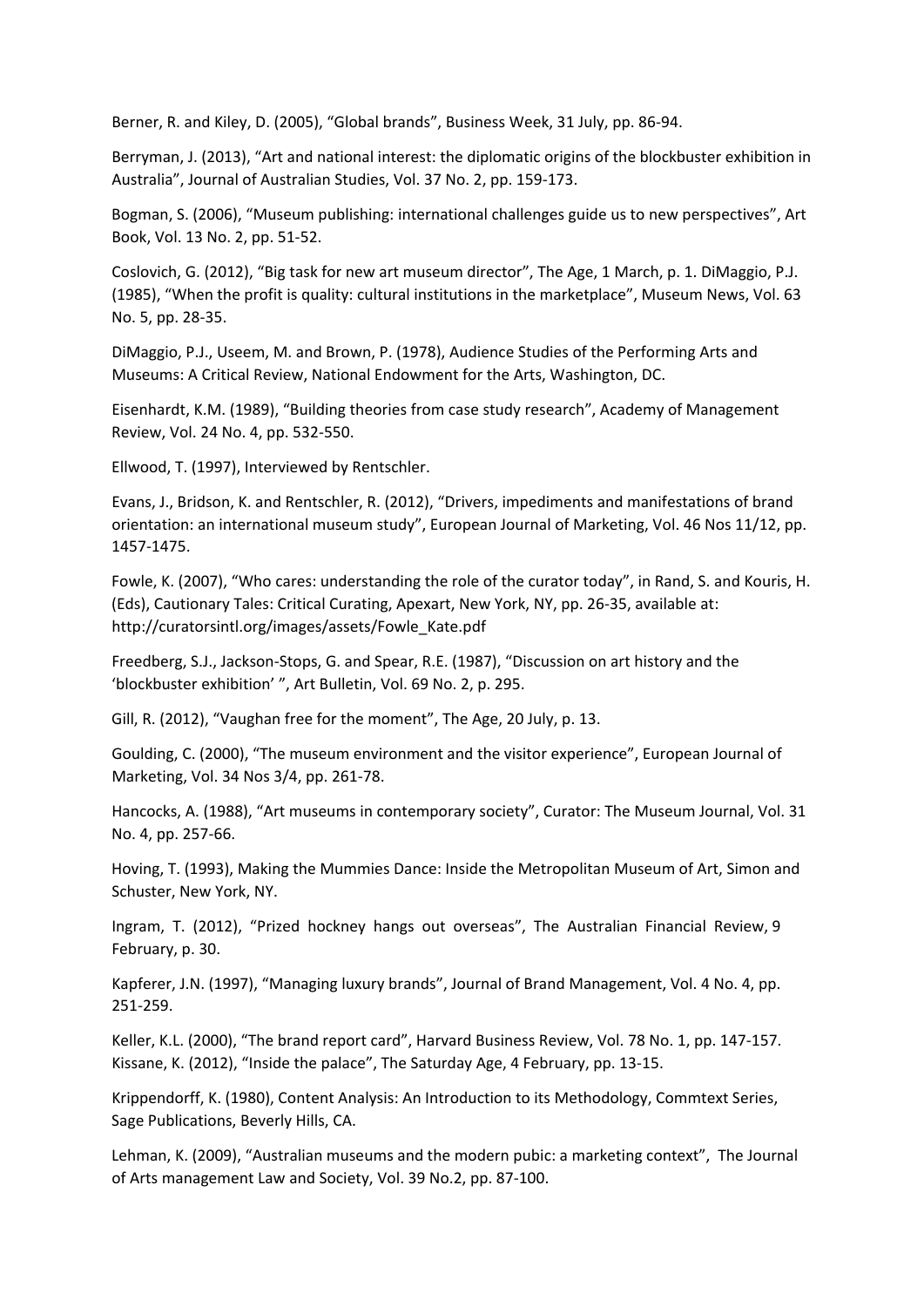Berner, R. and Kiley, D. (2005), "Global brands", Business Week, 31 July, pp. 86-94.

Berryman, J. (2013), "Art and national interest: the diplomatic origins of the blockbuster exhibition in Australia", Journal of Australian Studies, Vol. 37 No. 2, pp. 159-173.

Bogman, S. (2006), "Museum publishing: international challenges guide us to new perspectives", Art Book, Vol. 13 No. 2, pp. 51-52.

Coslovich, G. (2012), "Big task for new art museum director", The Age, 1 March, p. 1. DiMaggio, P.J. (1985), "When the profit is quality: cultural institutions in the marketplace", Museum News, Vol. 63 No. 5, pp. 28-35.

DiMaggio, P.J., Useem, M. and Brown, P. (1978), Audience Studies of the Performing Arts and Museums: A Critical Review, National Endowment for the Arts, Washington, DC.

Eisenhardt, K.M. (1989), "Building theories from case study research", Academy of Management Review, Vol. 24 No. 4, pp. 532-550.

Ellwood, T. (1997), Interviewed by Rentschler.

Evans, J., Bridson, K. and Rentschler, R. (2012), "Drivers, impediments and manifestations of brand orientation: an international museum study", European Journal of Marketing, Vol. 46 Nos 11/12, pp. 1457-1475.

Fowle, K. (2007), "Who cares: understanding the role of the curator today", in Rand, S. and Kouris, H. (Eds), Cautionary Tales: Critical Curating, Apexart, New York, NY, pp. 26-35, available at: http://curatorsintl.org/images/assets/Fowle_Kate.pdf

Freedberg, S.J., Jackson-Stops, G. and Spear, R.E. (1987), "Discussion on art history and the 'blockbuster exhibition' ", Art Bulletin, Vol. 69 No. 2, p. 295.

Gill, R. (2012), "Vaughan free for the moment", The Age, 20 July, p. 13.

Goulding, C. (2000), "The museum environment and the visitor experience", European Journal of Marketing, Vol. 34 Nos 3/4, pp. 261-78.

Hancocks, A. (1988), "Art museums in contemporary society", Curator: The Museum Journal, Vol. 31 No. 4, pp. 257-66.

Hoving, T. (1993), Making the Mummies Dance: Inside the Metropolitan Museum of Art, Simon and Schuster, New York, NY.

Ingram, T. (2012), "Prized hockney hangs out overseas", The Australian Financial Review, 9 February, p. 30.

Kapferer, J.N. (1997), "Managing luxury brands", Journal of Brand Management, Vol. 4 No. 4, pp. 251-259.

Keller, K.L. (2000), "The brand report card", Harvard Business Review, Vol. 78 No. 1, pp. 147-157. Kissane, K. (2012), "Inside the palace", The Saturday Age, 4 February, pp. 13-15.

Krippendorff, K. (1980), Content Analysis: An Introduction to its Methodology, Commtext Series, Sage Publications, Beverly Hills, CA.

Lehman, K. (2009), "Australian museums and the modern pubic: a marketing context", The Journal of Arts management Law and Society, Vol. 39 No.2, pp. 87-100.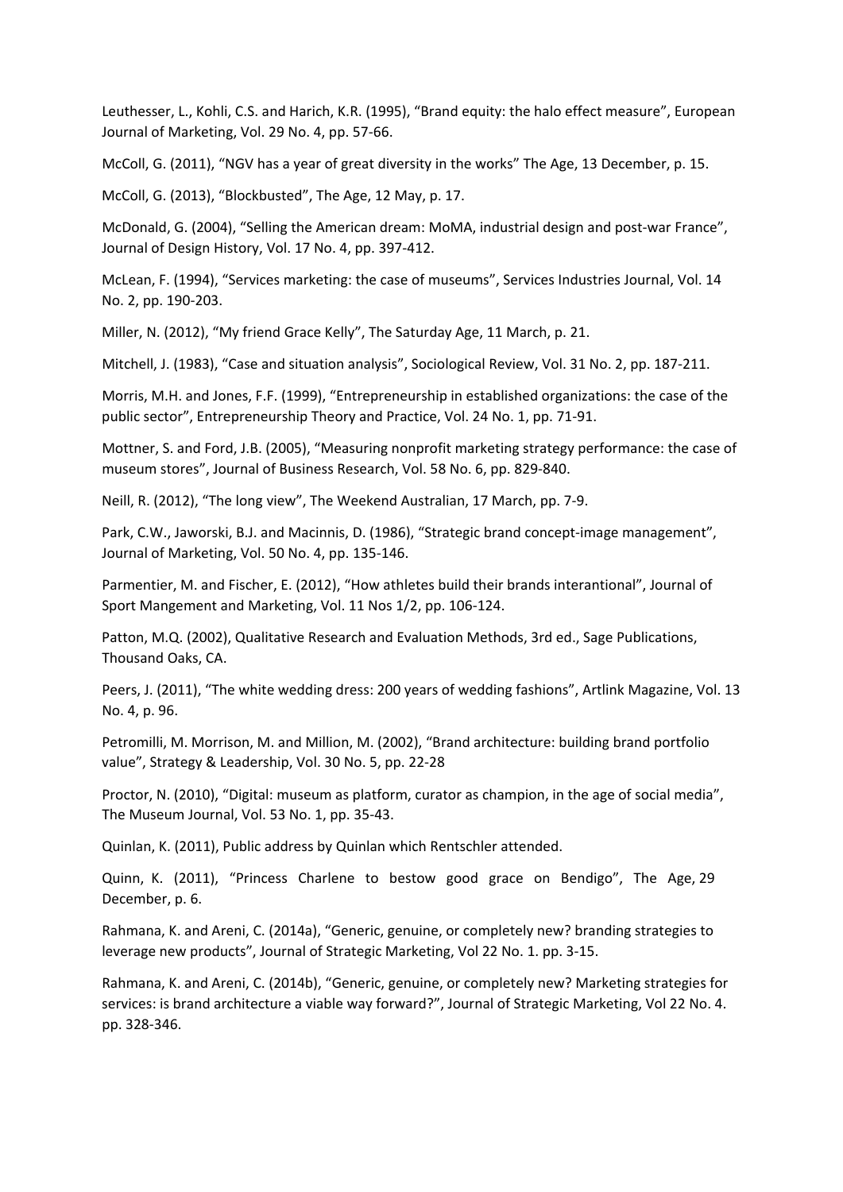Leuthesser, L., Kohli, C.S. and Harich, K.R. (1995), “Brand equity: the halo effect measure”, European Journal of Marketing, Vol. 29 No. 4, pp. 57-66.

McColl, G. (2011), “NGV has a year of great diversity in the works” The Age, 13 December, p. 15.

McColl, G. (2013), “Blockbusted”, The Age, 12 May, p. 17.

McDonald, G. (2004), “Selling the American dream: MoMA, industrial design and post-war France”, Journal of Design History, Vol. 17 No. 4, pp. 397-412.

McLean, F. (1994), “Services marketing: the case of museums”, Services Industries Journal, Vol. 14 No. 2, pp. 190-203.

Miller, N. (2012), “My friend Grace Kelly”, The Saturday Age, 11 March, p. 21.

Mitchell, J. (1983), “Case and situation analysis”, Sociological Review, Vol. 31 No. 2, pp. 187-211.

Morris, M.H. and Jones, F.F. (1999), “Entrepreneurship in established organizations: the case of the public sector”, Entrepreneurship Theory and Practice, Vol. 24 No. 1, pp. 71-91.

Mottner, S. and Ford, J.B. (2005), “Measuring nonprofit marketing strategy performance: the case of museum stores”, Journal of Business Research, Vol. 58 No. 6, pp. 829-840.

Neill, R. (2012), “The long view”, The Weekend Australian, 17 March, pp. 7-9.

Park, C.W., Jaworski, B.J. and Macinnis, D. (1986), “Strategic brand concept-image management”, Journal of Marketing, Vol. 50 No. 4, pp. 135-146.

Parmentier, M. and Fischer, E. (2012), “How athletes build their brands interantional”, Journal of Sport Mangement and Marketing, Vol. 11 Nos 1/2, pp. 106-124.

Patton, M.Q. (2002), Qualitative Research and Evaluation Methods, 3rd ed., Sage Publications, Thousand Oaks, CA.

Peers, J. (2011), “The white wedding dress: 200 years of wedding fashions”, Artlink Magazine, Vol. 13 No. 4, p. 96.

Petromilli, M. Morrison, M. and Million, M. (2002), “Brand architecture: building brand portfolio value”, Strategy & Leadership, Vol. 30 No. 5, pp. 22-28

Proctor, N. (2010), “Digital: museum as platform, curator as champion, in the age of social media”, The Museum Journal, Vol. 53 No. 1, pp. 35-43.

Quinlan, K. (2011), Public address by Quinlan which Rentschler attended.

Quinn, K. (2011), “Princess Charlene to bestow good grace on Bendigo”, The Age, 29 December, p. 6.

Rahmana, K. and Areni, C. (2014a), “Generic, genuine, or completely new? branding strategies to leverage new products”, Journal of Strategic Marketing, Vol 22 No. 1. pp. 3-15.

Rahmana, K. and Areni, C. (2014b), “Generic, genuine, or completely new? Marketing strategies for services: is brand architecture a viable way forward?”, Journal of Strategic Marketing, Vol 22 No. 4. pp. 328-346.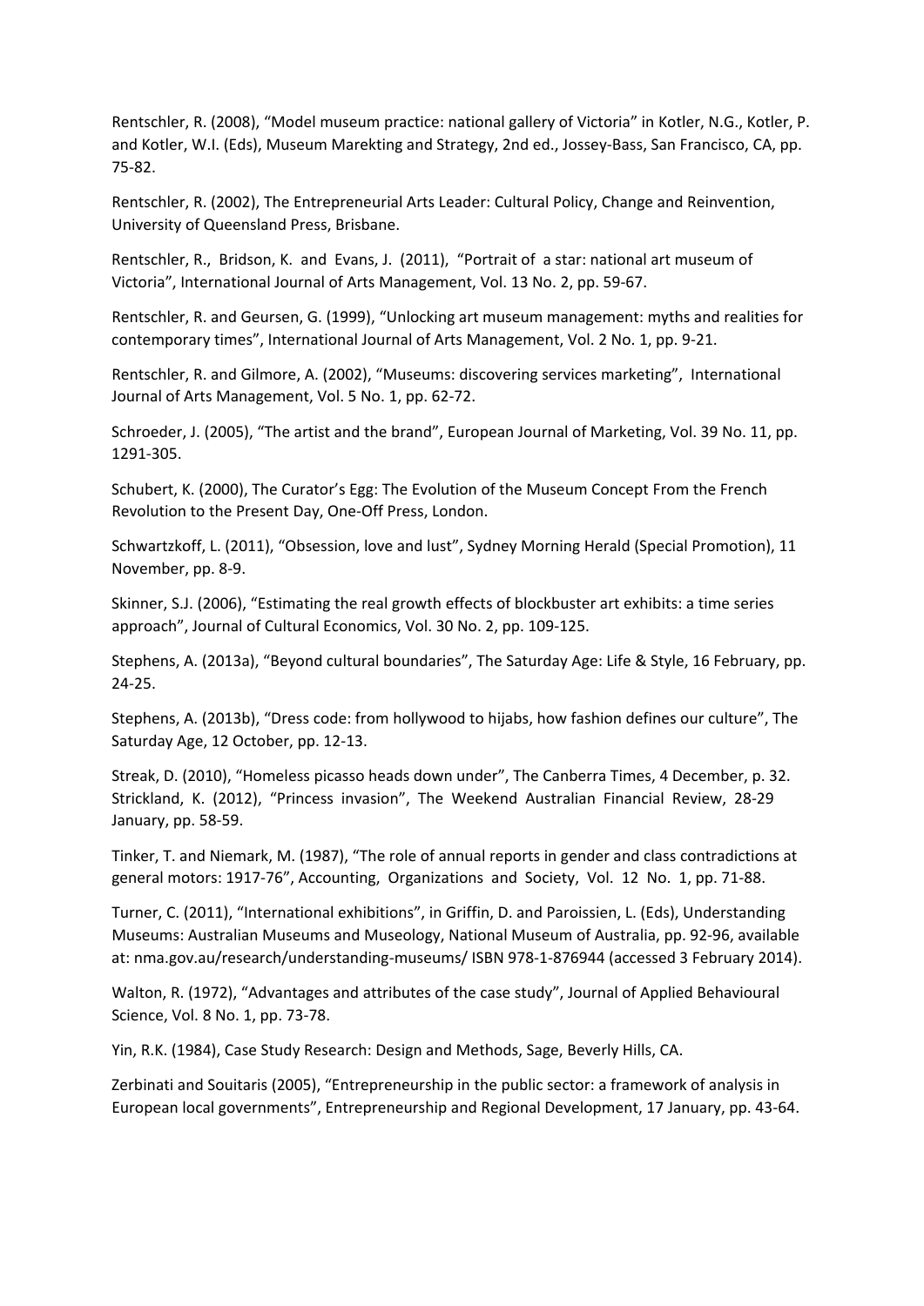Rentschler, R. (2008), “Model museum practice: national gallery of Victoria” in Kotler, N.G., Kotler, P. and Kotler, W.I. (Eds), Museum Marekting and Strategy, 2nd ed., Jossey-Bass, San Francisco, CA, pp. 75-82.

Rentschler, R. (2002), The Entrepreneurial Arts Leader: Cultural Policy, Change and Reinvention, University of Queensland Press, Brisbane.

Rentschler, R., Bridson, K. and Evans, J. (2011), “Portrait of a star: national art museum of Victoria”, International Journal of Arts Management, Vol. 13 No. 2, pp. 59-67.

Rentschler, R. and Geursen, G. (1999), “Unlocking art museum management: myths and realities for contemporary times”, International Journal of Arts Management, Vol. 2 No. 1, pp. 9-21.

Rentschler, R. and Gilmore, A. (2002), “Museums: discovering services marketing”, International Journal of Arts Management, Vol. 5 No. 1, pp. 62-72.

Schroeder, J. (2005), “The artist and the brand”, European Journal of Marketing, Vol. 39 No. 11, pp. 1291-305.

Schubert, K. (2000), The Curator’s Egg: The Evolution of the Museum Concept From the French Revolution to the Present Day, One-Off Press, London.

Schwartzkoff, L. (2011), “Obsession, love and lust”, Sydney Morning Herald (Special Promotion), 11 November, pp. 8-9.

Skinner, S.J. (2006), “Estimating the real growth effects of blockbuster art exhibits: a time series approach”, Journal of Cultural Economics, Vol. 30 No. 2, pp. 109-125.

Stephens, A. (2013a), “Beyond cultural boundaries”, The Saturday Age: Life & Style, 16 February, pp. 24-25.

Stephens, A. (2013b), “Dress code: from hollywood to hijabs, how fashion defines our culture”, The Saturday Age, 12 October, pp. 12-13.

Streak, D. (2010), “Homeless picasso heads down under”, The Canberra Times, 4 December, p. 32.

Strickland, K. (2012), “Princess invasion”, The Weekend Australian Financial Review, 28-29 January, pp. 58-59.

Tinker, T. and Niemark, M. (1987), “The role of annual reports in gender and class contradictions at general motors: 1917-76”, Accounting, Organizations and Society, Vol. 12 No. 1, pp. 71-88.

Turner, C. (2011), “International exhibitions”, in Griffin, D. and Paroissien, L. (Eds), Understanding Museums: Australian Museums and Museology, National Museum of Australia, pp. 92-96, available at: nma.gov.au/research/understanding-museums/ ISBN 978-1-876944 (accessed 3 February 2014).

Walton, R. (1972), “Advantages and attributes of the case study”, Journal of Applied Behavioural Science, Vol. 8 No. 1, pp. 73-78.

Yin, R.K. (1984), Case Study Research: Design and Methods, Sage, Beverly Hills, CA.

Zerbinati and Souitaris (2005), “Entrepreneurship in the public sector: a framework of analysis in European local governments”, Entrepreneurship and Regional Development, 17 January, pp. 43-64.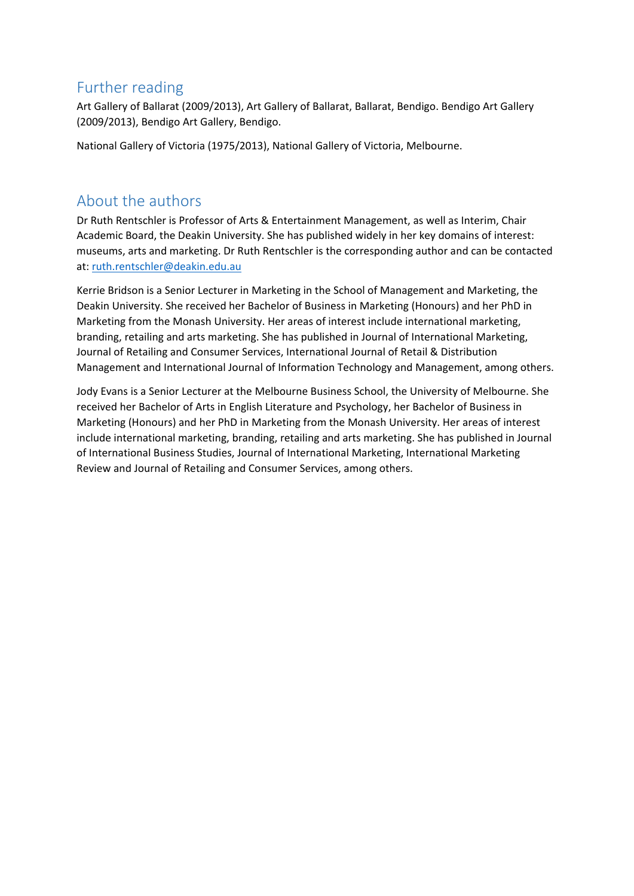## Further reading

Art Gallery of Ballarat (2009/2013), Art Gallery of Ballarat, Ballarat, Bendigo. Bendigo Art Gallery (2009/2013), Bendigo Art Gallery, Bendigo.

National Gallery of Victoria (1975/2013), National Gallery of Victoria, Melbourne.

## About the authors

Dr Ruth Rentschler is Professor of Arts & Entertainment Management, as well as Interim, Chair Academic Board, the Deakin University. She has published widely in her key domains of interest: museums, arts and marketing. Dr Ruth Rentschler is the corresponding author and can be contacted at: ruth.rentschler@deakin.edu.au

Kerrie Bridson is a Senior Lecturer in Marketing in the School of Management and Marketing, the Deakin University. She received her Bachelor of Business in Marketing (Honours) and her PhD in Marketing from the Monash University. Her areas of interest include international marketing, branding, retailing and arts marketing. She has published in Journal of International Marketing, Journal of Retailing and Consumer Services, International Journal of Retail & Distribution Management and International Journal of Information Technology and Management, among others.

Jody Evans is a Senior Lecturer at the Melbourne Business School, the University of Melbourne. She received her Bachelor of Arts in English Literature and Psychology, her Bachelor of Business in Marketing (Honours) and her PhD in Marketing from the Monash University. Her areas of interest include international marketing, branding, retailing and arts marketing. She has published in Journal of International Business Studies, Journal of International Marketing, International Marketing Review and Journal of Retailing and Consumer Services, among others.